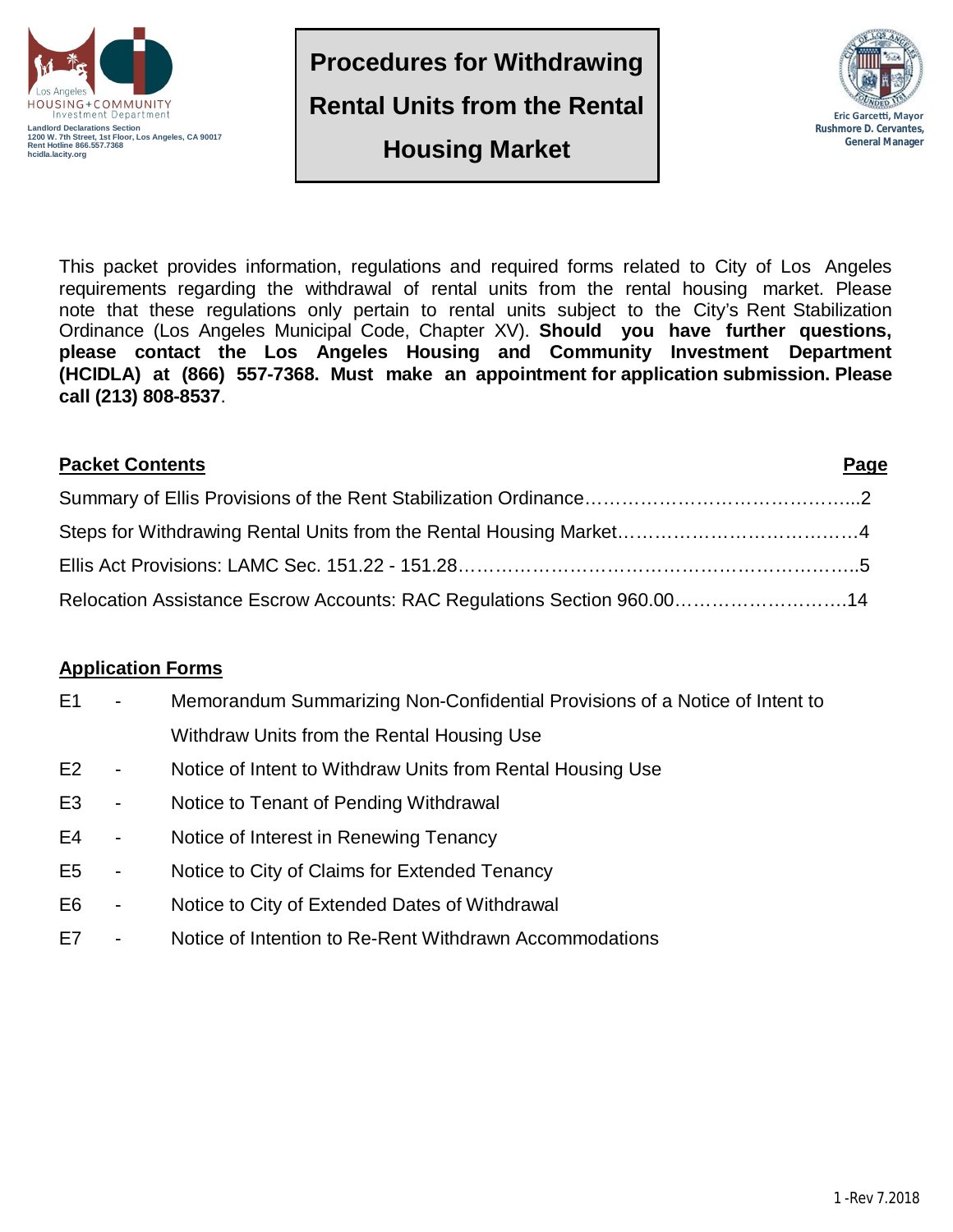Los Angeles HOUSING+COMMUNITY Investment Department

**Landlord Declarations Section**
**1200 W. 7th Street, 1st Floor, Los Angeles, CA 90017**
**Rent Hotline 866.557.7368**
**hcidla.lacity.org**

# Procedures for Withdrawing Rental Units from the Rental Housing Market

**Eric Garcetti, Mayor**
**Rushmore D. Cervantes, General Manager**

This packet provides information, regulations and required forms related to City of Los Angeles requirements regarding the withdrawal of rental units from the rental housing market. Please note that these regulations only pertain to rental units subject to the City's Rent Stabilization Ordinance (Los Angeles Municipal Code, Chapter XV). **Should you have further questions, please contact the Los Angeles Housing and Community Investment Department (HCIDLA) at (866) 557-7368. Must make an appointment for application submission. Please call (213) 808-8537**.

| **Packet Contents** | **Page** |
|---|---|
| Summary of Ellis Provisions of the Rent Stabilization Ordinance | 2 |
| Steps for Withdrawing Rental Units from the Rental Housing Market | 4 |
| Ellis Act Provisions: LAMC Sec. 151.22 - 151.28 | 5 |
| Relocation Assistance Escrow Accounts: RAC Regulations Section 960.00 | 14 |

**Application Forms**

- E1 - Memorandum Summarizing Non-Confidential Provisions of a Notice of Intent to Withdraw Units from the Rental Housing Use
- E2 - Notice of Intent to Withdraw Units from Rental Housing Use
- E3 - Notice to Tenant of Pending Withdrawal
- E4 - Notice of Interest in Renewing Tenancy
- E5 - Notice to City of Claims for Extended Tenancy
- E6 - Notice to City of Extended Dates of Withdrawal
- E7 - Notice of Intention to Re-Rent Withdrawn Accommodations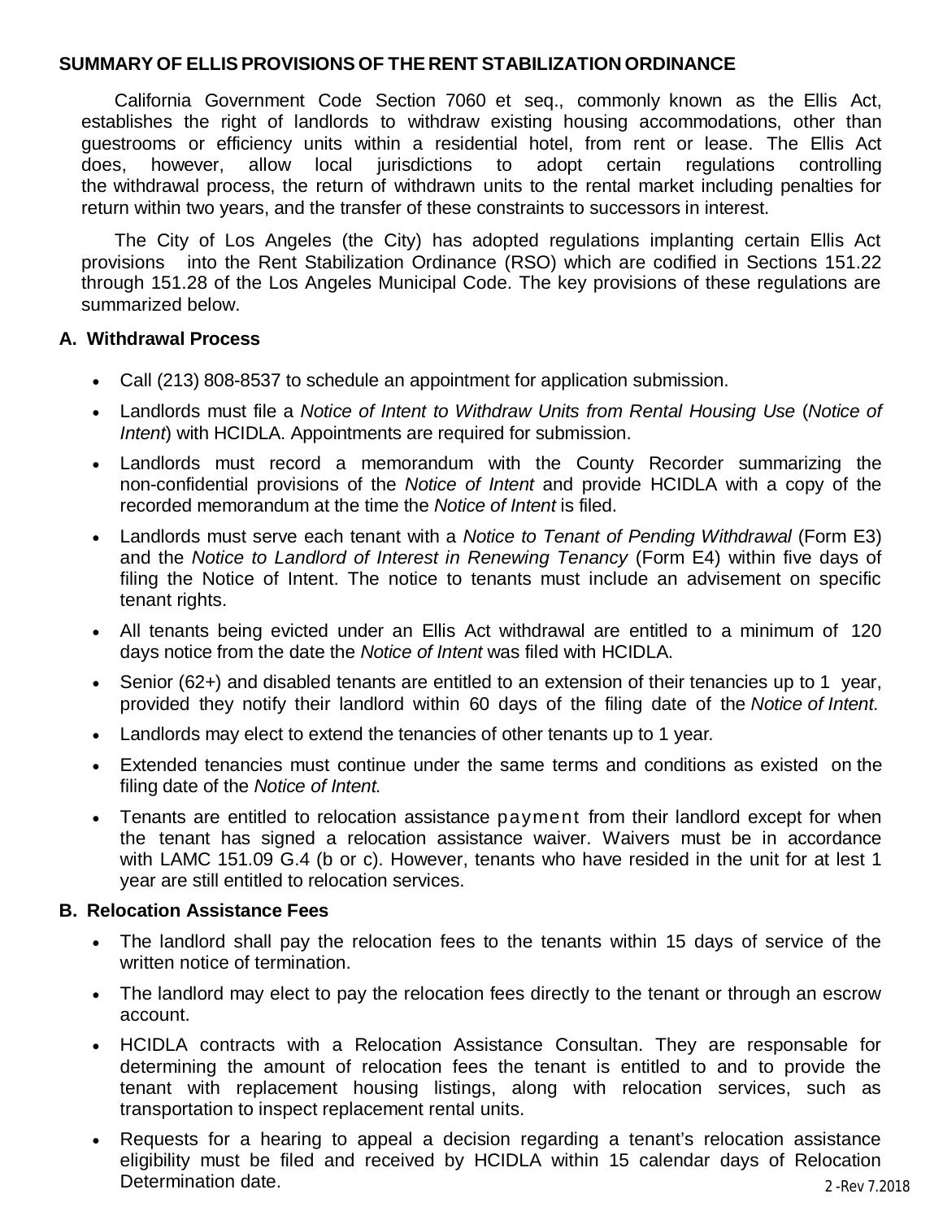## SUMMARY OF ELLIS PROVISIONS OF THE RENT STABILIZATION ORDINANCE

California Government Code Section 7060 et seq., commonly known as the Ellis Act, establishes the right of landlords to withdraw existing housing accommodations, other than guestrooms or efficiency units within a residential hotel, from rent or lease. The Ellis Act does, however, allow local jurisdictions to adopt certain regulations controlling the withdrawal process, the return of withdrawn units to the rental market including penalties for return within two years, and the transfer of these constraints to successors in interest.

The City of Los Angeles (the City) has adopted regulations implanting certain Ellis Act provisions into the Rent Stabilization Ordinance (RSO) which are codified in Sections 151.22 through 151.28 of the Los Angeles Municipal Code. The key provisions of these regulations are summarized below.

### A. Withdrawal Process

- Call (213) 808-8537 to schedule an appointment for application submission.
- Landlords must file a *Notice of Intent to Withdraw Units from Rental Housing Use* (*Notice of Intent*) with HCIDLA. Appointments are required for submission.
- Landlords must record a memorandum with the County Recorder summarizing the non-confidential provisions of the *Notice of Intent* and provide HCIDLA with a copy of the recorded memorandum at the time the *Notice of Intent* is filed.
- Landlords must serve each tenant with a *Notice to Tenant of Pending Withdrawal* (Form E3) and the *Notice to Landlord of Interest in Renewing Tenancy* (Form E4) within five days of filing the Notice of Intent. The notice to tenants must include an advisement on specific tenant rights.
- All tenants being evicted under an Ellis Act withdrawal are entitled to a minimum of 120 days notice from the date the *Notice of Intent* was filed with HCIDLA.
- Senior (62+) and disabled tenants are entitled to an extension of their tenancies up to 1 year, provided they notify their landlord within 60 days of the filing date of the *Notice of Intent.*
- Landlords may elect to extend the tenancies of other tenants up to 1 year.
- Extended tenancies must continue under the same terms and conditions as existed on the filing date of the *Notice of Intent.*
- Tenants are entitled to relocation assistance payment from their landlord except for when the tenant has signed a relocation assistance waiver. Waivers must be in accordance with LAMC 151.09 G.4 (b or c). However, tenants who have resided in the unit for at lest 1 year are still entitled to relocation services.

### B. Relocation Assistance Fees

- The landlord shall pay the relocation fees to the tenants within 15 days of service of the written notice of termination.
- The landlord may elect to pay the relocation fees directly to the tenant or through an escrow account.
- HCIDLA contracts with a Relocation Assistance Consultan. They are responsable for determining the amount of relocation fees the tenant is entitled to and to provide the tenant with replacement housing listings, along with relocation services, such as transportation to inspect replacement rental units.
- Requests for a hearing to appeal a decision regarding a tenant's relocation assistance eligibility must be filed and received by HCIDLA within 15 calendar days of Relocation Determination date.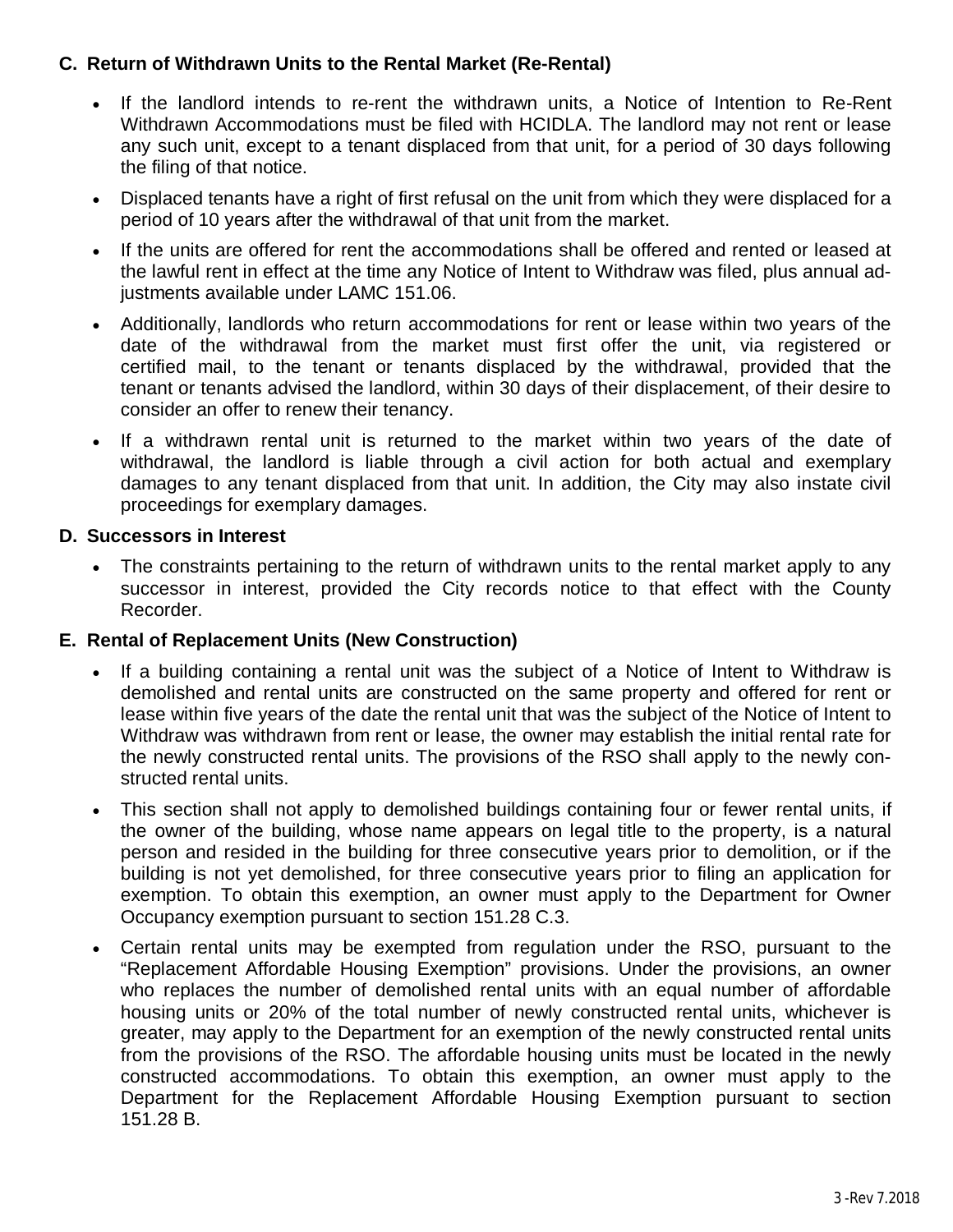### C. Return of Withdrawn Units to the Rental Market (Re-Rental)

- If the landlord intends to re-rent the withdrawn units, a Notice of Intention to Re-Rent Withdrawn Accommodations must be filed with HCIDLA. The landlord may not rent or lease any such unit, except to a tenant displaced from that unit, for a period of 30 days following the filing of that notice.
- Displaced tenants have a right of first refusal on the unit from which they were displaced for a period of 10 years after the withdrawal of that unit from the market.
- If the units are offered for rent the accommodations shall be offered and rented or leased at the lawful rent in effect at the time any Notice of Intent to Withdraw was filed, plus annual adjustments available under LAMC 151.06.
- Additionally, landlords who return accommodations for rent or lease within two years of the date of the withdrawal from the market must first offer the unit, via registered or certified mail, to the tenant or tenants displaced by the withdrawal, provided that the tenant or tenants advised the landlord, within 30 days of their displacement, of their desire to consider an offer to renew their tenancy.
- If a withdrawn rental unit is returned to the market within two years of the date of withdrawal, the landlord is liable through a civil action for both actual and exemplary damages to any tenant displaced from that unit. In addition, the City may also instate civil proceedings for exemplary damages.

### D. Successors in Interest

- The constraints pertaining to the return of withdrawn units to the rental market apply to any successor in interest, provided the City records notice to that effect with the County Recorder.

### E. Rental of Replacement Units (New Construction)

- If a building containing a rental unit was the subject of a Notice of Intent to Withdraw is demolished and rental units are constructed on the same property and offered for rent or lease within five years of the date the rental unit that was the subject of the Notice of Intent to Withdraw was withdrawn from rent or lease, the owner may establish the initial rental rate for the newly constructed rental units. The provisions of the RSO shall apply to the newly constructed rental units.
- This section shall not apply to demolished buildings containing four or fewer rental units, if the owner of the building, whose name appears on legal title to the property, is a natural person and resided in the building for three consecutive years prior to demolition, or if the building is not yet demolished, for three consecutive years prior to filing an application for exemption. To obtain this exemption, an owner must apply to the Department for Owner Occupancy exemption pursuant to section 151.28 C.3.
- Certain rental units may be exempted from regulation under the RSO, pursuant to the "Replacement Affordable Housing Exemption" provisions. Under the provisions, an owner who replaces the number of demolished rental units with an equal number of affordable housing units or 20% of the total number of newly constructed rental units, whichever is greater, may apply to the Department for an exemption of the newly constructed rental units from the provisions of the RSO. The affordable housing units must be located in the newly constructed accommodations. To obtain this exemption, an owner must apply to the Department for the Replacement Affordable Housing Exemption pursuant to section 151.28 B.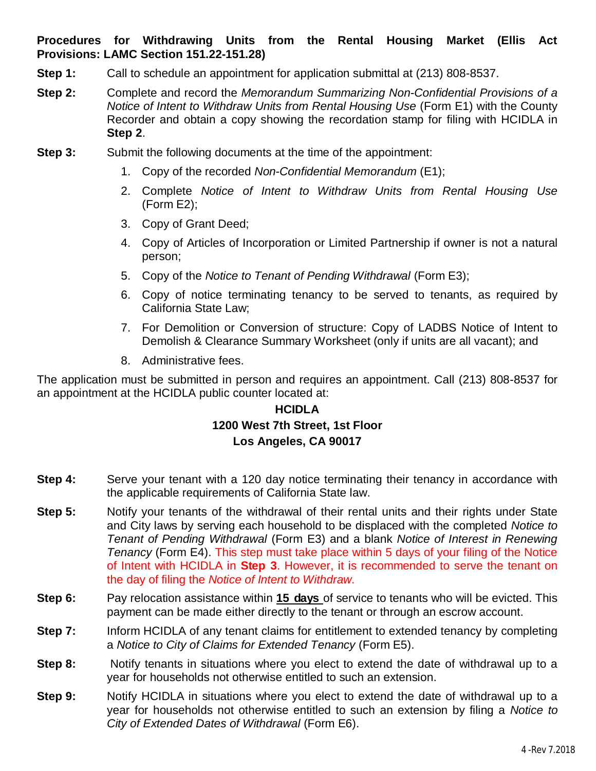**Procedures for Withdrawing Units from the Rental Housing Market (Ellis Act Provisions: LAMC Section 151.22-151.28)**

**Step 1:** Call to schedule an appointment for application submittal at (213) 808-8537.

**Step 2:** Complete and record the *Memorandum Summarizing Non-Confidential Provisions of a Notice of Intent to Withdraw Units from Rental Housing Use* (Form E1) with the County Recorder and obtain a copy showing the recordation stamp for filing with HCIDLA in **Step 2**.

**Step 3:** Submit the following documents at the time of the appointment:

1. Copy of the recorded *Non-Confidential Memorandum* (E1);
2. Complete *Notice of Intent to Withdraw Units from Rental Housing Use* (Form E2);
3. Copy of Grant Deed;
4. Copy of Articles of Incorporation or Limited Partnership if owner is not a natural person;
5. Copy of the *Notice to Tenant of Pending Withdrawal* (Form E3);
6. Copy of notice terminating tenancy to be served to tenants, as required by California State Law;
7. For Demolition or Conversion of structure: Copy of LADBS Notice of Intent to Demolish & Clearance Summary Worksheet (only if units are all vacant); and
8. Administrative fees.

The application must be submitted in person and requires an appointment. Call (213) 808-8537 for an appointment at the HCIDLA public counter located at:

**HCIDLA**
**1200 West 7th Street, 1st Floor**
**Los Angeles, CA 90017**

**Step 4:** Serve your tenant with a 120 day notice terminating their tenancy in accordance with the applicable requirements of California State law.

**Step 5:** Notify your tenants of the withdrawal of their rental units and their rights under State and City laws by serving each household to be displaced with the completed *Notice to Tenant of Pending Withdrawal* (Form E3) and a blank *Notice of Interest in Renewing Tenancy* (Form E4). This step must take place within 5 days of your filing of the Notice of Intent with HCIDLA in **Step 3**. However, it is recommended to serve the tenant on the day of filing the *Notice of Intent to Withdraw*.

**Step 6:** Pay relocation assistance within **15 days** of service to tenants who will be evicted. This payment can be made either directly to the tenant or through an escrow account.

**Step 7:** Inform HCIDLA of any tenant claims for entitlement to extended tenancy by completing a *Notice to City of Claims for Extended Tenancy* (Form E5).

**Step 8:** Notify tenants in situations where you elect to extend the date of withdrawal up to a year for households not otherwise entitled to such an extension.

**Step 9:** Notify HCIDLA in situations where you elect to extend the date of withdrawal up to a year for households not otherwise entitled to such an extension by filing a *Notice to City of Extended Dates of Withdrawal* (Form E6).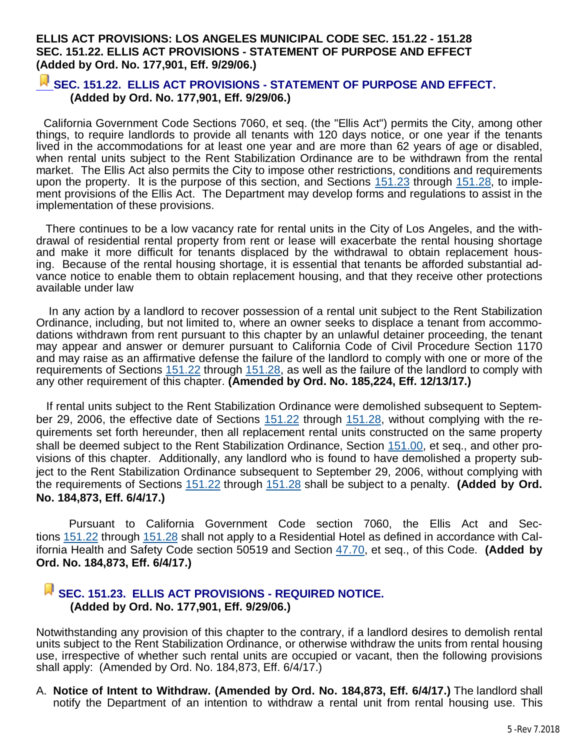**ELLIS ACT PROVISIONS: LOS ANGELES MUNICIPAL CODE SEC. 151.22 - 151.28**
**SEC. 151.22. ELLIS ACT PROVISIONS - STATEMENT OF PURPOSE AND EFFECT**
**(Added by Ord. No. 177,901, Eff. 9/29/06.)**

## SEC. 151.22. ELLIS ACT PROVISIONS - STATEMENT OF PURPOSE AND EFFECT.
**(Added by Ord. No. 177,901, Eff. 9/29/06.)**

California Government Code Sections 7060, et seq. (the "Ellis Act") permits the City, among other things, to require landlords to provide all tenants with 120 days notice, or one year if the tenants lived in the accommodations for at least one year and are more than 62 years of age or disabled, when rental units subject to the Rent Stabilization Ordinance are to be withdrawn from the rental market. The Ellis Act also permits the City to impose other restrictions, conditions and requirements upon the property. It is the purpose of this section, and Sections 151.23 through 151.28, to implement provisions of the Ellis Act. The Department may develop forms and regulations to assist in the implementation of these provisions.

There continues to be a low vacancy rate for rental units in the City of Los Angeles, and the withdrawal of residential rental property from rent or lease will exacerbate the rental housing shortage and make it more difficult for tenants displaced by the withdrawal to obtain replacement housing. Because of the rental housing shortage, it is essential that tenants be afforded substantial advance notice to enable them to obtain replacement housing, and that they receive other protections available under law

In any action by a landlord to recover possession of a rental unit subject to the Rent Stabilization Ordinance, including, but not limited to, where an owner seeks to displace a tenant from accommodations withdrawn from rent pursuant to this chapter by an unlawful detainer proceeding, the tenant may appear and answer or demurer pursuant to California Code of Civil Procedure Section 1170 and may raise as an affirmative defense the failure of the landlord to comply with one or more of the requirements of Sections 151.22 through 151.28, as well as the failure of the landlord to comply with any other requirement of this chapter. **(Amended by Ord. No. 185,224, Eff. 12/13/17.)**

If rental units subject to the Rent Stabilization Ordinance were demolished subsequent to September 29, 2006, the effective date of Sections 151.22 through 151.28, without complying with the requirements set forth hereunder, then all replacement rental units constructed on the same property shall be deemed subject to the Rent Stabilization Ordinance, Section 151.00, et seq., and other provisions of this chapter. Additionally, any landlord who is found to have demolished a property subject to the Rent Stabilization Ordinance subsequent to September 29, 2006, without complying with the requirements of Sections 151.22 through 151.28 shall be subject to a penalty. **(Added by Ord. No. 184,873, Eff. 6/4/17.)**

Pursuant to California Government Code section 7060, the Ellis Act and Sections 151.22 through 151.28 shall not apply to a Residential Hotel as defined in accordance with California Health and Safety Code section 50519 and Section 47.70, et seq., of this Code. **(Added by Ord. No. 184,873, Eff. 6/4/17.)**

## SEC. 151.23. ELLIS ACT PROVISIONS - REQUIRED NOTICE.
**(Added by Ord. No. 177,901, Eff. 9/29/06.)**

Notwithstanding any provision of this chapter to the contrary, if a landlord desires to demolish rental units subject to the Rent Stabilization Ordinance, or otherwise withdraw the units from rental housing use, irrespective of whether such rental units are occupied or vacant, then the following provisions shall apply: (Amended by Ord. No. 184,873, Eff. 6/4/17.)

A. **Notice of Intent to Withdraw. (Amended by Ord. No. 184,873, Eff. 6/4/17.)** The landlord shall notify the Department of an intention to withdraw a rental unit from rental housing use. This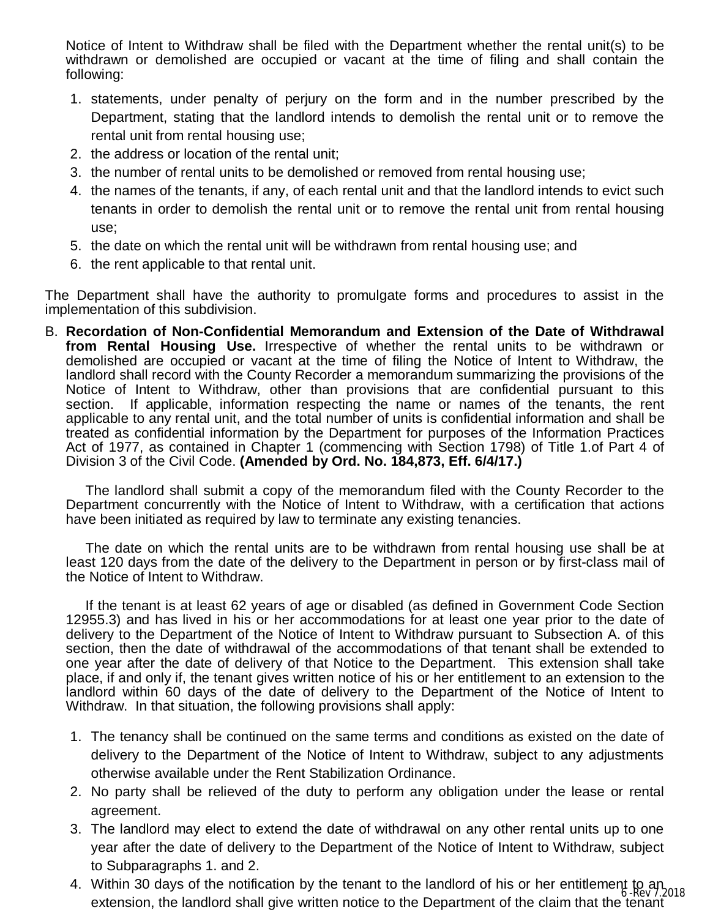Notice of Intent to Withdraw shall be filed with the Department whether the rental unit(s) to be withdrawn or demolished are occupied or vacant at the time of filing and shall contain the following:

1. statements, under penalty of perjury on the form and in the number prescribed by the Department, stating that the landlord intends to demolish the rental unit or to remove the rental unit from rental housing use;
2. the address or location of the rental unit;
3. the number of rental units to be demolished or removed from rental housing use;
4. the names of the tenants, if any, of each rental unit and that the landlord intends to evict such tenants in order to demolish the rental unit or to remove the rental unit from rental housing use;
5. the date on which the rental unit will be withdrawn from rental housing use; and
6. the rent applicable to that rental unit.

The Department shall have the authority to promulgate forms and procedures to assist in the implementation of this subdivision.

B. **Recordation of Non-Confidential Memorandum and Extension of the Date of Withdrawal from Rental Housing Use.** Irrespective of whether the rental units to be withdrawn or demolished are occupied or vacant at the time of filing the Notice of Intent to Withdraw, the landlord shall record with the County Recorder a memorandum summarizing the provisions of the Notice of Intent to Withdraw, other than provisions that are confidential pursuant to this section. If applicable, information respecting the name or names of the tenants, the rent applicable to any rental unit, and the total number of units is confidential information and shall be treated as confidential information by the Department for purposes of the Information Practices Act of 1977, as contained in Chapter 1 (commencing with Section 1798) of Title 1.of Part 4 of Division 3 of the Civil Code. **(Amended by Ord. No. 184,873, Eff. 6/4/17.)**

The landlord shall submit a copy of the memorandum filed with the County Recorder to the Department concurrently with the Notice of Intent to Withdraw, with a certification that actions have been initiated as required by law to terminate any existing tenancies.

The date on which the rental units are to be withdrawn from rental housing use shall be at least 120 days from the date of the delivery to the Department in person or by first-class mail of the Notice of Intent to Withdraw.

If the tenant is at least 62 years of age or disabled (as defined in Government Code Section 12955.3) and has lived in his or her accommodations for at least one year prior to the date of delivery to the Department of the Notice of Intent to Withdraw pursuant to Subsection A. of this section, then the date of withdrawal of the accommodations of that tenant shall be extended to one year after the date of delivery of that Notice to the Department. This extension shall take place, if and only if, the tenant gives written notice of his or her entitlement to an extension to the landlord within 60 days of the date of delivery to the Department of the Notice of Intent to Withdraw. In that situation, the following provisions shall apply:

1. The tenancy shall be continued on the same terms and conditions as existed on the date of delivery to the Department of the Notice of Intent to Withdraw, subject to any adjustments otherwise available under the Rent Stabilization Ordinance.
2. No party shall be relieved of the duty to perform any obligation under the lease or rental agreement.
3. The landlord may elect to extend the date of withdrawal on any other rental units up to one year after the date of delivery to the Department of the Notice of Intent to Withdraw, subject to Subparagraphs 1. and 2.
4. Within 30 days of the notification by the tenant to the landlord of his or her entitlement to an extension, the landlord shall give written notice to the Department of the claim that the tenant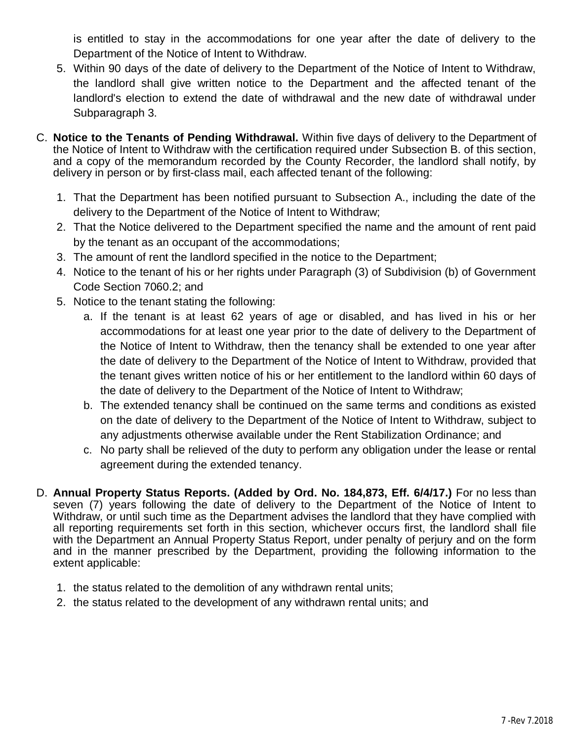is entitled to stay in the accommodations for one year after the date of delivery to the Department of the Notice of Intent to Withdraw.

5. Within 90 days of the date of delivery to the Department of the Notice of Intent to Withdraw, the landlord shall give written notice to the Department and the affected tenant of the landlord's election to extend the date of withdrawal and the new date of withdrawal under Subparagraph 3.

C. **Notice to the Tenants of Pending Withdrawal.** Within five days of delivery to the Department of the Notice of Intent to Withdraw with the certification required under Subsection B. of this section, and a copy of the memorandum recorded by the County Recorder, the landlord shall notify, by delivery in person or by first-class mail, each affected tenant of the following:

1. That the Department has been notified pursuant to Subsection A., including the date of the delivery to the Department of the Notice of Intent to Withdraw;
2. That the Notice delivered to the Department specified the name and the amount of rent paid by the tenant as an occupant of the accommodations;
3. The amount of rent the landlord specified in the notice to the Department;
4. Notice to the tenant of his or her rights under Paragraph (3) of Subdivision (b) of Government Code Section 7060.2; and
5. Notice to the tenant stating the following:
   a. If the tenant is at least 62 years of age or disabled, and has lived in his or her accommodations for at least one year prior to the date of delivery to the Department of the Notice of Intent to Withdraw, then the tenancy shall be extended to one year after the date of delivery to the Department of the Notice of Intent to Withdraw, provided that the tenant gives written notice of his or her entitlement to the landlord within 60 days of the date of delivery to the Department of the Notice of Intent to Withdraw;
   b. The extended tenancy shall be continued on the same terms and conditions as existed on the date of delivery to the Department of the Notice of Intent to Withdraw, subject to any adjustments otherwise available under the Rent Stabilization Ordinance; and
   c. No party shall be relieved of the duty to perform any obligation under the lease or rental agreement during the extended tenancy.

D. **Annual Property Status Reports. (Added by Ord. No. 184,873, Eff. 6/4/17.)** For no less than seven (7) years following the date of delivery to the Department of the Notice of Intent to Withdraw, or until such time as the Department advises the landlord that they have complied with all reporting requirements set forth in this section, whichever occurs first, the landlord shall file with the Department an Annual Property Status Report, under penalty of perjury and on the form and in the manner prescribed by the Department, providing the following information to the extent applicable:

1. the status related to the demolition of any withdrawn rental units;
2. the status related to the development of any withdrawn rental units; and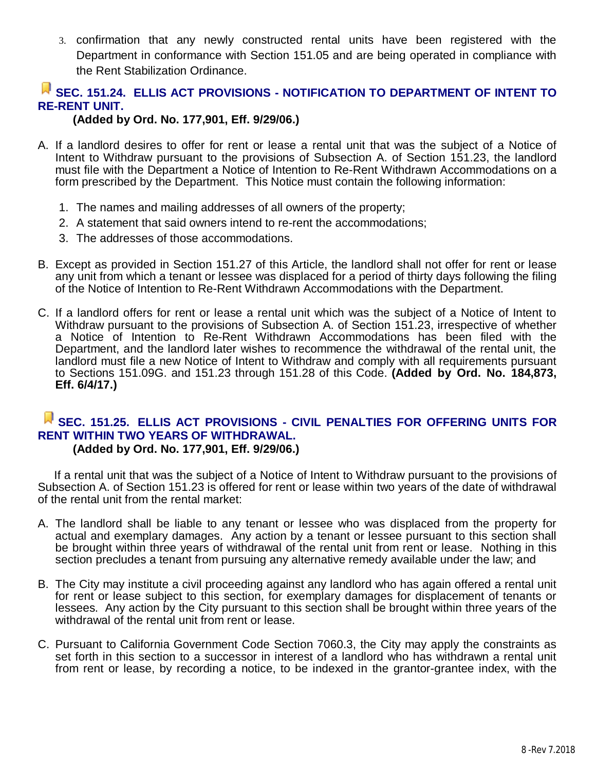3. confirmation that any newly constructed rental units have been registered with the Department in conformance with Section 151.05 and are being operated in compliance with the Rent Stabilization Ordinance.

## SEC. 151.24. ELLIS ACT PROVISIONS - NOTIFICATION TO DEPARTMENT OF INTENT TO RE-RENT UNIT.

**(Added by Ord. No. 177,901, Eff. 9/29/06.)**

A. If a landlord desires to offer for rent or lease a rental unit that was the subject of a Notice of Intent to Withdraw pursuant to the provisions of Subsection A. of Section 151.23, the landlord must file with the Department a Notice of Intention to Re-Rent Withdrawn Accommodations on a form prescribed by the Department. This Notice must contain the following information:

   1. The names and mailing addresses of all owners of the property;
   2. A statement that said owners intend to re-rent the accommodations;
   3. The addresses of those accommodations.

B. Except as provided in Section 151.27 of this Article, the landlord shall not offer for rent or lease any unit from which a tenant or lessee was displaced for a period of thirty days following the filing of the Notice of Intention to Re-Rent Withdrawn Accommodations with the Department.

C. If a landlord offers for rent or lease a rental unit which was the subject of a Notice of Intent to Withdraw pursuant to the provisions of Subsection A. of Section 151.23, irrespective of whether a Notice of Intention to Re-Rent Withdrawn Accommodations has been filed with the Department, and the landlord later wishes to recommence the withdrawal of the rental unit, the landlord must file a new Notice of Intent to Withdraw and comply with all requirements pursuant to Sections 151.09G. and 151.23 through 151.28 of this Code. **(Added by Ord. No. 184,873, Eff. 6/4/17.)**

## SEC. 151.25. ELLIS ACT PROVISIONS - CIVIL PENALTIES FOR OFFERING UNITS FOR RENT WITHIN TWO YEARS OF WITHDRAWAL.

**(Added by Ord. No. 177,901, Eff. 9/29/06.)**

If a rental unit that was the subject of a Notice of Intent to Withdraw pursuant to the provisions of Subsection A. of Section 151.23 is offered for rent or lease within two years of the date of withdrawal of the rental unit from the rental market:

A. The landlord shall be liable to any tenant or lessee who was displaced from the property for actual and exemplary damages. Any action by a tenant or lessee pursuant to this section shall be brought within three years of withdrawal of the rental unit from rent or lease. Nothing in this section precludes a tenant from pursuing any alternative remedy available under the law; and

B. The City may institute a civil proceeding against any landlord who has again offered a rental unit for rent or lease subject to this section, for exemplary damages for displacement of tenants or lessees. Any action by the City pursuant to this section shall be brought within three years of the withdrawal of the rental unit from rent or lease.

C. Pursuant to California Government Code Section 7060.3, the City may apply the constraints as set forth in this section to a successor in interest of a landlord who has withdrawn a rental unit from rent or lease, by recording a notice, to be indexed in the grantor-grantee index, with the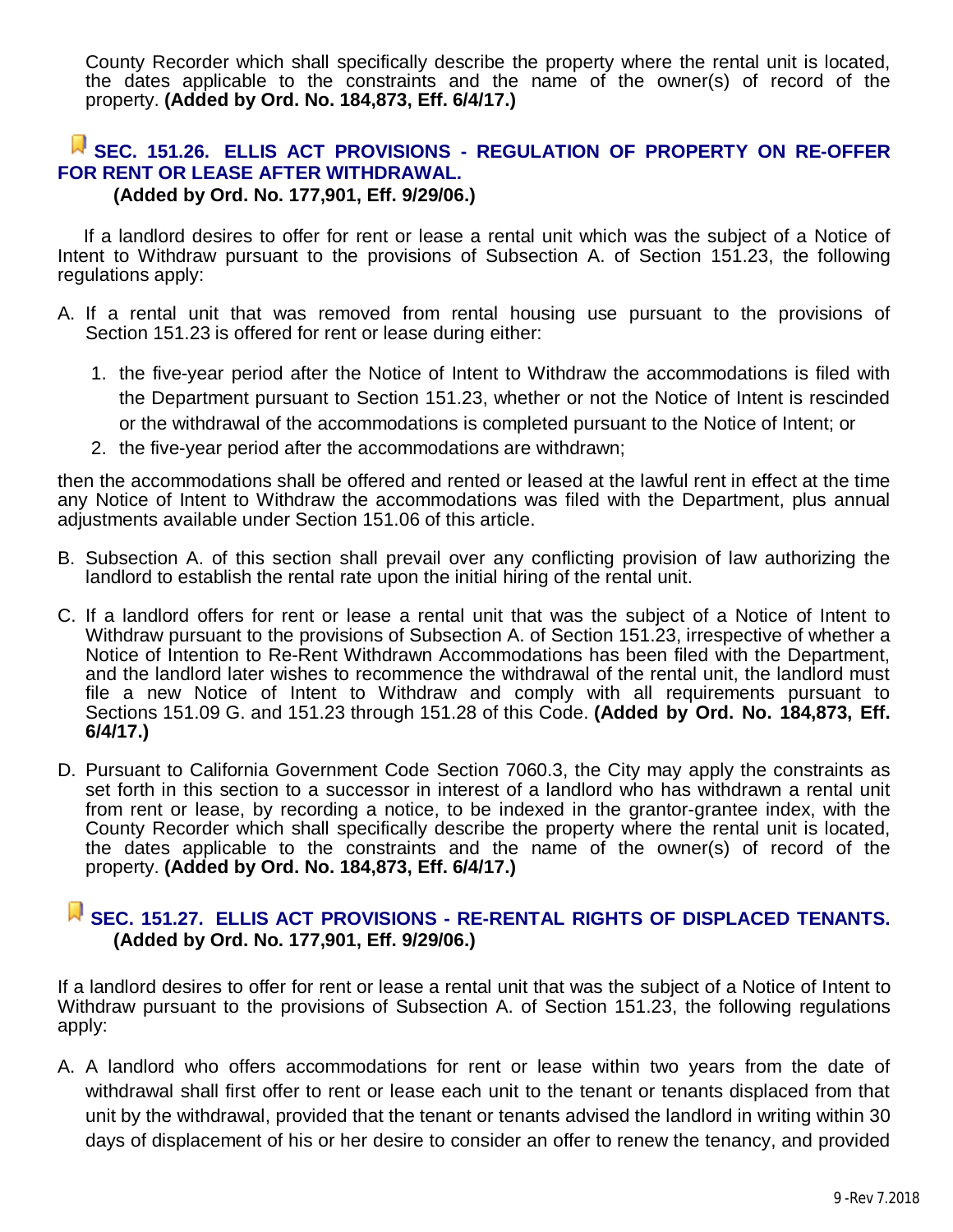County Recorder which shall specifically describe the property where the rental unit is located, the dates applicable to the constraints and the name of the owner(s) of record of the property. **(Added by Ord. No. 184,873, Eff. 6/4/17.)**

## SEC. 151.26. ELLIS ACT PROVISIONS - REGULATION OF PROPERTY ON RE-OFFER FOR RENT OR LEASE AFTER WITHDRAWAL.

**(Added by Ord. No. 177,901, Eff. 9/29/06.)**

If a landlord desires to offer for rent or lease a rental unit which was the subject of a Notice of Intent to Withdraw pursuant to the provisions of Subsection A. of Section 151.23, the following regulations apply:

A. If a rental unit that was removed from rental housing use pursuant to the provisions of Section 151.23 is offered for rent or lease during either:

1. the five-year period after the Notice of Intent to Withdraw the accommodations is filed with the Department pursuant to Section 151.23, whether or not the Notice of Intent is rescinded or the withdrawal of the accommodations is completed pursuant to the Notice of Intent; or
2. the five-year period after the accommodations are withdrawn;

then the accommodations shall be offered and rented or leased at the lawful rent in effect at the time any Notice of Intent to Withdraw the accommodations was filed with the Department, plus annual adjustments available under Section 151.06 of this article.

B. Subsection A. of this section shall prevail over any conflicting provision of law authorizing the landlord to establish the rental rate upon the initial hiring of the rental unit.

C. If a landlord offers for rent or lease a rental unit that was the subject of a Notice of Intent to Withdraw pursuant to the provisions of Subsection A. of Section 151.23, irrespective of whether a Notice of Intention to Re-Rent Withdrawn Accommodations has been filed with the Department, and the landlord later wishes to recommence the withdrawal of the rental unit, the landlord must file a new Notice of Intent to Withdraw and comply with all requirements pursuant to Sections 151.09 G. and 151.23 through 151.28 of this Code. **(Added by Ord. No. 184,873, Eff. 6/4/17.)**

D. Pursuant to California Government Code Section 7060.3, the City may apply the constraints as set forth in this section to a successor in interest of a landlord who has withdrawn a rental unit from rent or lease, by recording a notice, to be indexed in the grantor-grantee index, with the County Recorder which shall specifically describe the property where the rental unit is located, the dates applicable to the constraints and the name of the owner(s) of record of the property. **(Added by Ord. No. 184,873, Eff. 6/4/17.)**

## SEC. 151.27. ELLIS ACT PROVISIONS - RE-RENTAL RIGHTS OF DISPLACED TENANTS.

**(Added by Ord. No. 177,901, Eff. 9/29/06.)**

If a landlord desires to offer for rent or lease a rental unit that was the subject of a Notice of Intent to Withdraw pursuant to the provisions of Subsection A. of Section 151.23, the following regulations apply:

A. A landlord who offers accommodations for rent or lease within two years from the date of withdrawal shall first offer to rent or lease each unit to the tenant or tenants displaced from that unit by the withdrawal, provided that the tenant or tenants advised the landlord in writing within 30 days of displacement of his or her desire to consider an offer to renew the tenancy, and provided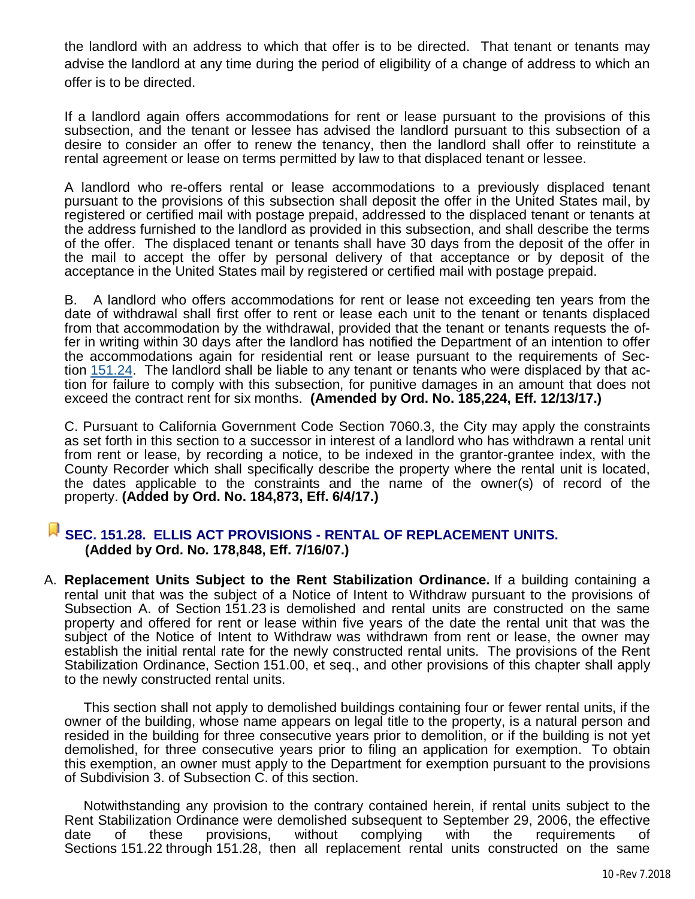the landlord with an address to which that offer is to be directed. That tenant or tenants may advise the landlord at any time during the period of eligibility of a change of address to which an offer is to be directed.

If a landlord again offers accommodations for rent or lease pursuant to the provisions of this subsection, and the tenant or lessee has advised the landlord pursuant to this subsection of a desire to consider an offer to renew the tenancy, then the landlord shall offer to reinstitute a rental agreement or lease on terms permitted by law to that displaced tenant or lessee.

A landlord who re-offers rental or lease accommodations to a previously displaced tenant pursuant to the provisions of this subsection shall deposit the offer in the United States mail, by registered or certified mail with postage prepaid, addressed to the displaced tenant or tenants at the address furnished to the landlord as provided in this subsection, and shall describe the terms of the offer. The displaced tenant or tenants shall have 30 days from the deposit of the offer in the mail to accept the offer by personal delivery of that acceptance or by deposit of the acceptance in the United States mail by registered or certified mail with postage prepaid.

B. A landlord who offers accommodations for rent or lease not exceeding ten years from the date of withdrawal shall first offer to rent or lease each unit to the tenant or tenants displaced from that accommodation by the withdrawal, provided that the tenant or tenants requests the offer in writing within 30 days after the landlord has notified the Department of an intention to offer the accommodations again for residential rent or lease pursuant to the requirements of Section 151.24. The landlord shall be liable to any tenant or tenants who were displaced by that action for failure to comply with this subsection, for punitive damages in an amount that does not exceed the contract rent for six months. **(Amended by Ord. No. 185,224, Eff. 12/13/17.)**

C. Pursuant to California Government Code Section 7060.3, the City may apply the constraints as set forth in this section to a successor in interest of a landlord who has withdrawn a rental unit from rent or lease, by recording a notice, to be indexed in the grantor-grantee index, with the County Recorder which shall specifically describe the property where the rental unit is located, the dates applicable to the constraints and the name of the owner(s) of record of the property. **(Added by Ord. No. 184,873, Eff. 6/4/17.)**

## SEC. 151.28. ELLIS ACT PROVISIONS - RENTAL OF REPLACEMENT UNITS.
**(Added by Ord. No. 178,848, Eff. 7/16/07.)**

A. **Replacement Units Subject to the Rent Stabilization Ordinance.** If a building containing a rental unit that was the subject of a Notice of Intent to Withdraw pursuant to the provisions of Subsection A. of Section 151.23 is demolished and rental units are constructed on the same property and offered for rent or lease within five years of the date the rental unit that was the subject of the Notice of Intent to Withdraw was withdrawn from rent or lease, the owner may establish the initial rental rate for the newly constructed rental units. The provisions of the Rent Stabilization Ordinance, Section 151.00, et seq., and other provisions of this chapter shall apply to the newly constructed rental units.

This section shall not apply to demolished buildings containing four or fewer rental units, if the owner of the building, whose name appears on legal title to the property, is a natural person and resided in the building for three consecutive years prior to demolition, or if the building is not yet demolished, for three consecutive years prior to filing an application for exemption. To obtain this exemption, an owner must apply to the Department for exemption pursuant to the provisions of Subdivision 3. of Subsection C. of this section.

Notwithstanding any provision to the contrary contained herein, if rental units subject to the Rent Stabilization Ordinance were demolished subsequent to September 29, 2006, the effective date of these provisions, without complying with the requirements of Sections 151.22 through 151.28, then all replacement rental units constructed on the same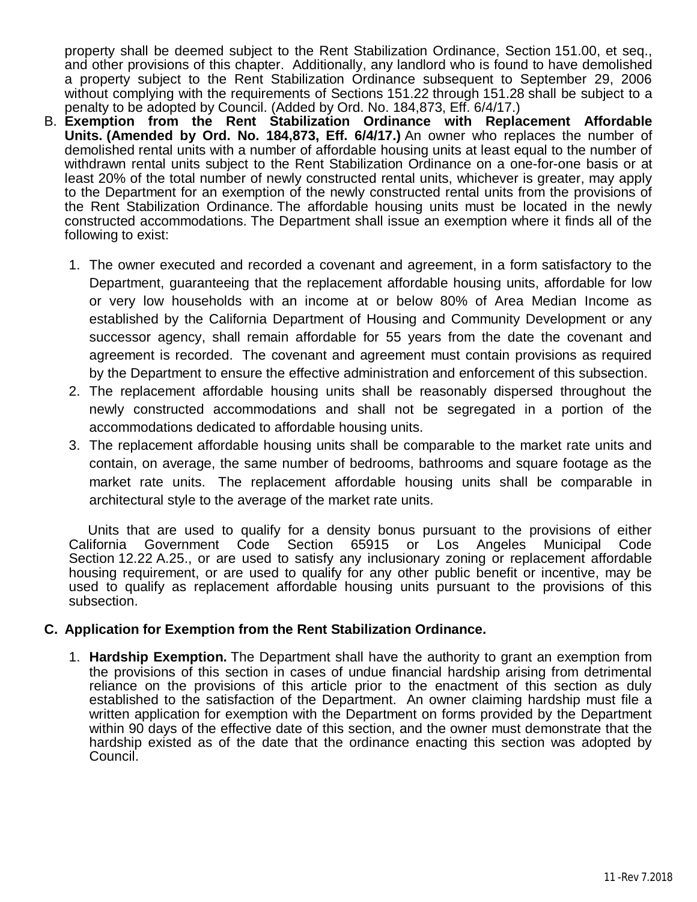property shall be deemed subject to the Rent Stabilization Ordinance, Section 151.00, et seq., and other provisions of this chapter. Additionally, any landlord who is found to have demolished a property subject to the Rent Stabilization Ordinance subsequent to September 29, 2006 without complying with the requirements of Sections 151.22 through 151.28 shall be subject to a penalty to be adopted by Council. (Added by Ord. No. 184,873, Eff. 6/4/17.)

B. **Exemption from the Rent Stabilization Ordinance with Replacement Affordable Units. (Amended by Ord. No. 184,873, Eff. 6/4/17.)** An owner who replaces the number of demolished rental units with a number of affordable housing units at least equal to the number of withdrawn rental units subject to the Rent Stabilization Ordinance on a one-for-one basis or at least 20% of the total number of newly constructed rental units, whichever is greater, may apply to the Department for an exemption of the newly constructed rental units from the provisions of the Rent Stabilization Ordinance. The affordable housing units must be located in the newly constructed accommodations. The Department shall issue an exemption where it finds all of the following to exist:

   1. The owner executed and recorded a covenant and agreement, in a form satisfactory to the Department, guaranteeing that the replacement affordable housing units, affordable for low or very low households with an income at or below 80% of Area Median Income as established by the California Department of Housing and Community Development or any successor agency, shall remain affordable for 55 years from the date the covenant and agreement is recorded. The covenant and agreement must contain provisions as required by the Department to ensure the effective administration and enforcement of this subsection.
   2. The replacement affordable housing units shall be reasonably dispersed throughout the newly constructed accommodations and shall not be segregated in a portion of the accommodations dedicated to affordable housing units.
   3. The replacement affordable housing units shall be comparable to the market rate units and contain, on average, the same number of bedrooms, bathrooms and square footage as the market rate units. The replacement affordable housing units shall be comparable in architectural style to the average of the market rate units.

   Units that are used to qualify for a density bonus pursuant to the provisions of either California Government Code Section 65915 or Los Angeles Municipal Code Section 12.22 A.25., or are used to satisfy any inclusionary zoning or replacement affordable housing requirement, or are used to qualify for any other public benefit or incentive, may be used to qualify as replacement affordable housing units pursuant to the provisions of this subsection.

**C. Application for Exemption from the Rent Stabilization Ordinance.**

   1. **Hardship Exemption.** The Department shall have the authority to grant an exemption from the provisions of this section in cases of undue financial hardship arising from detrimental reliance on the provisions of this article prior to the enactment of this section as duly established to the satisfaction of the Department. An owner claiming hardship must file a written application for exemption with the Department on forms provided by the Department within 90 days of the effective date of this section, and the owner must demonstrate that the hardship existed as of the date that the ordinance enacting this section was adopted by Council.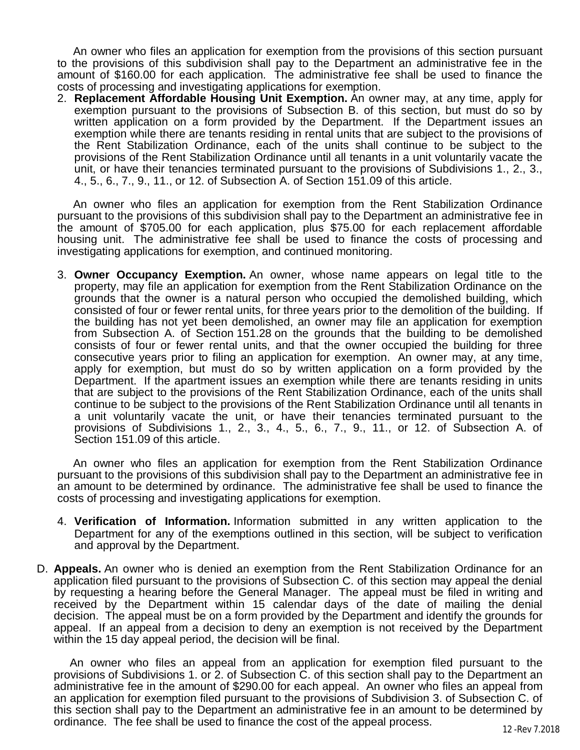An owner who files an application for exemption from the provisions of this section pursuant to the provisions of this subdivision shall pay to the Department an administrative fee in the amount of $160.00 for each application. The administrative fee shall be used to finance the costs of processing and investigating applications for exemption.

2. **Replacement Affordable Housing Unit Exemption.** An owner may, at any time, apply for exemption pursuant to the provisions of Subsection B. of this section, but must do so by written application on a form provided by the Department. If the Department issues an exemption while there are tenants residing in rental units that are subject to the provisions of the Rent Stabilization Ordinance, each of the units shall continue to be subject to the provisions of the Rent Stabilization Ordinance until all tenants in a unit voluntarily vacate the unit, or have their tenancies terminated pursuant to the provisions of Subdivisions 1., 2., 3., 4., 5., 6., 7., 9., 11., or 12. of Subsection A. of Section 151.09 of this article.

   An owner who files an application for exemption from the Rent Stabilization Ordinance pursuant to the provisions of this subdivision shall pay to the Department an administrative fee in the amount of $705.00 for each application, plus $75.00 for each replacement affordable housing unit. The administrative fee shall be used to finance the costs of processing and investigating applications for exemption, and continued monitoring.

3. **Owner Occupancy Exemption.** An owner, whose name appears on legal title to the property, may file an application for exemption from the Rent Stabilization Ordinance on the grounds that the owner is a natural person who occupied the demolished building, which consisted of four or fewer rental units, for three years prior to the demolition of the building. If the building has not yet been demolished, an owner may file an application for exemption from Subsection A. of Section 151.28 on the grounds that the building to be demolished consists of four or fewer rental units, and that the owner occupied the building for three consecutive years prior to filing an application for exemption. An owner may, at any time, apply for exemption, but must do so by written application on a form provided by the Department. If the apartment issues an exemption while there are tenants residing in units that are subject to the provisions of the Rent Stabilization Ordinance, each of the units shall continue to be subject to the provisions of the Rent Stabilization Ordinance until all tenants in a unit voluntarily vacate the unit, or have their tenancies terminated pursuant to the provisions of Subdivisions 1., 2., 3., 4., 5., 6., 7., 9., 11., or 12. of Subsection A. of Section 151.09 of this article.

   An owner who files an application for exemption from the Rent Stabilization Ordinance pursuant to the provisions of this subdivision shall pay to the Department an administrative fee in an amount to be determined by ordinance. The administrative fee shall be used to finance the costs of processing and investigating applications for exemption.

4. **Verification of Information.** Information submitted in any written application to the Department for any of the exemptions outlined in this section, will be subject to verification and approval by the Department.

D. **Appeals.** An owner who is denied an exemption from the Rent Stabilization Ordinance for an application filed pursuant to the provisions of Subsection C. of this section may appeal the denial by requesting a hearing before the General Manager. The appeal must be filed in writing and received by the Department within 15 calendar days of the date of mailing the denial decision. The appeal must be on a form provided by the Department and identify the grounds for appeal. If an appeal from a decision to deny an exemption is not received by the Department within the 15 day appeal period, the decision will be final.

   An owner who files an appeal from an application for exemption filed pursuant to the provisions of Subdivisions 1. or 2. of Subsection C. of this section shall pay to the Department an administrative fee in the amount of $290.00 for each appeal. An owner who files an appeal from an application for exemption filed pursuant to the provisions of Subdivision 3. of Subsection C. of this section shall pay to the Department an administrative fee in an amount to be determined by ordinance. The fee shall be used to finance the cost of the appeal process.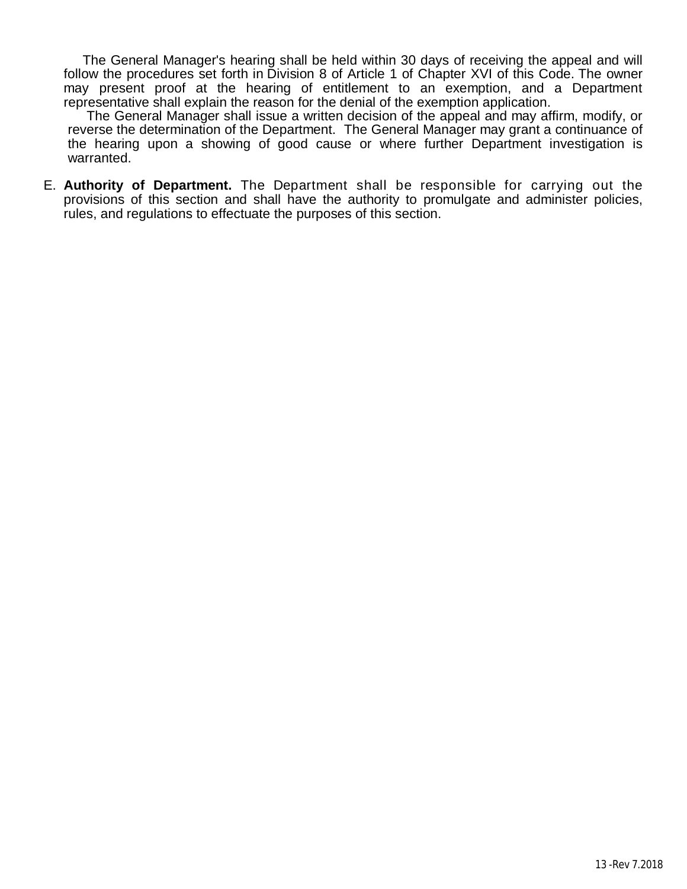The General Manager's hearing shall be held within 30 days of receiving the appeal and will follow the procedures set forth in Division 8 of Article 1 of Chapter XVI of this Code. The owner may present proof at the hearing of entitlement to an exemption, and a Department representative shall explain the reason for the denial of the exemption application.

The General Manager shall issue a written decision of the appeal and may affirm, modify, or reverse the determination of the Department. The General Manager may grant a continuance of the hearing upon a showing of good cause or where further Department investigation is warranted.

E. **Authority of Department.** The Department shall be responsible for carrying out the provisions of this section and shall have the authority to promulgate and administer policies, rules, and regulations to effectuate the purposes of this section.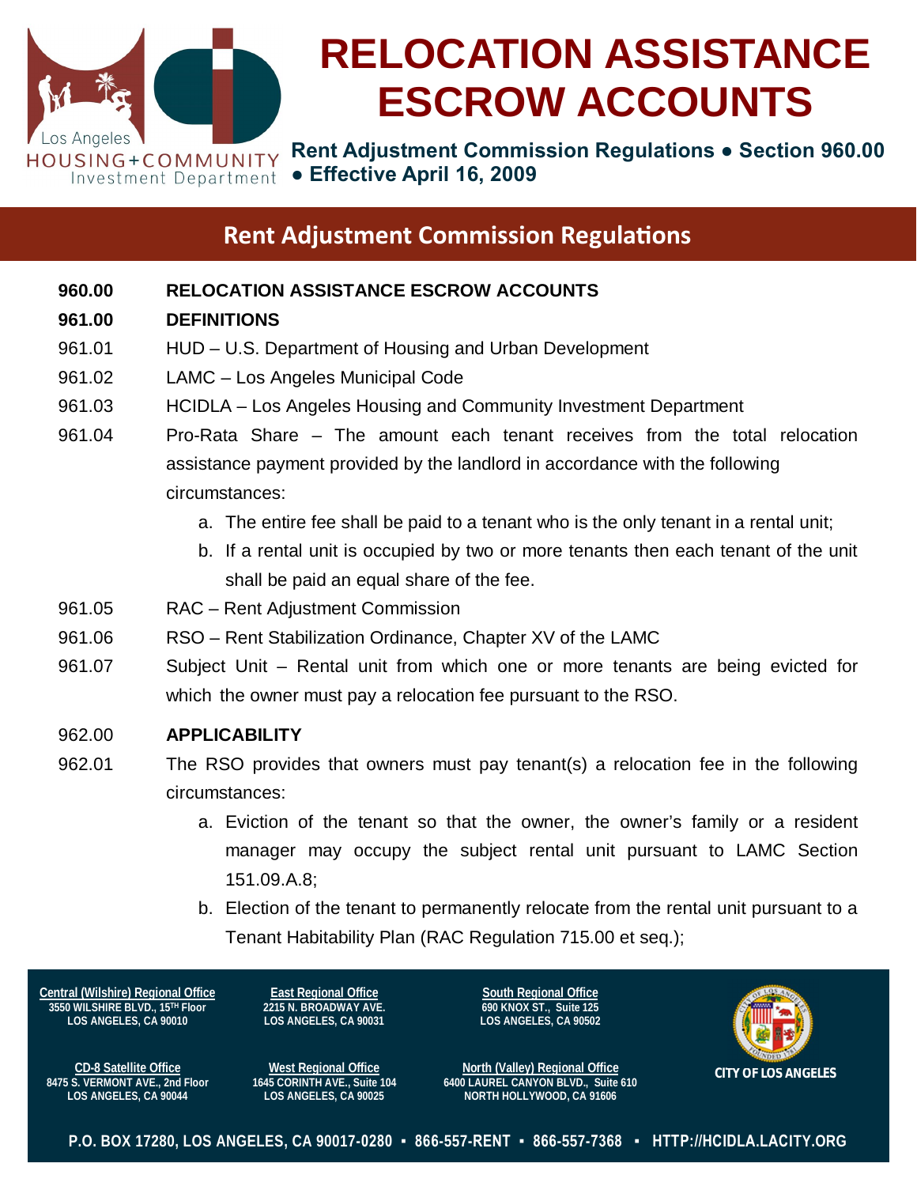# RELOCATION ASSISTANCE ESCROW ACCOUNTS

**Rent Adjustment Commission Regulations • Section 960.00 • Effective April 16, 2009**

## Rent Adjustment Commission Regulations

**960.00 RELOCATION ASSISTANCE ESCROW ACCOUNTS**

**961.00 DEFINITIONS**

961.01 HUD – U.S. Department of Housing and Urban Development

961.02 LAMC – Los Angeles Municipal Code

961.03 HCIDLA – Los Angeles Housing and Community Investment Department

961.04 Pro-Rata Share – The amount each tenant receives from the total relocation assistance payment provided by the landlord in accordance with the following circumstances:

a. The entire fee shall be paid to a tenant who is the only tenant in a rental unit;

b. If a rental unit is occupied by two or more tenants then each tenant of the unit shall be paid an equal share of the fee.

961.05 RAC – Rent Adjustment Commission

961.06 RSO – Rent Stabilization Ordinance, Chapter XV of the LAMC

961.07 Subject Unit – Rental unit from which one or more tenants are being evicted for which the owner must pay a relocation fee pursuant to the RSO.

962.00 **APPLICABILITY**

962.01 The RSO provides that owners must pay tenant(s) a relocation fee in the following circumstances:

a. Eviction of the tenant so that the owner, the owner's family or a resident manager may occupy the subject rental unit pursuant to LAMC Section 151.09.A.8;

b. Election of the tenant to permanently relocate from the rental unit pursuant to a Tenant Habitability Plan (RAC Regulation 715.00 et seq.);

**Central (Wilshire) Regional Office**
3550 WILSHIRE BLVD., 15TH Floor
LOS ANGELES, CA 90010

**East Regional Office**
2215 N. BROADWAY AVE.
LOS ANGELES, CA 90031

**South Regional Office**
690 KNOX ST., Suite 125
LOS ANGELES, CA 90502

**CD-8 Satellite Office**
8475 S. VERMONT AVE., 2nd Floor
LOS ANGELES, CA 90044

**West Regional Office**
1645 CORINTH AVE., Suite 104
LOS ANGELES, CA 90025

**North (Valley) Regional Office**
6400 LAUREL CANYON BLVD., Suite 610
NORTH HOLLYWOOD, CA 91606

CITY OF LOS ANGELES

P.O. BOX 17280, LOS ANGELES, CA 90017-0280 ▪ 866-557-RENT ▪ 866-557-7368 ▪ HTTP://HCIDLA.LACITY.ORG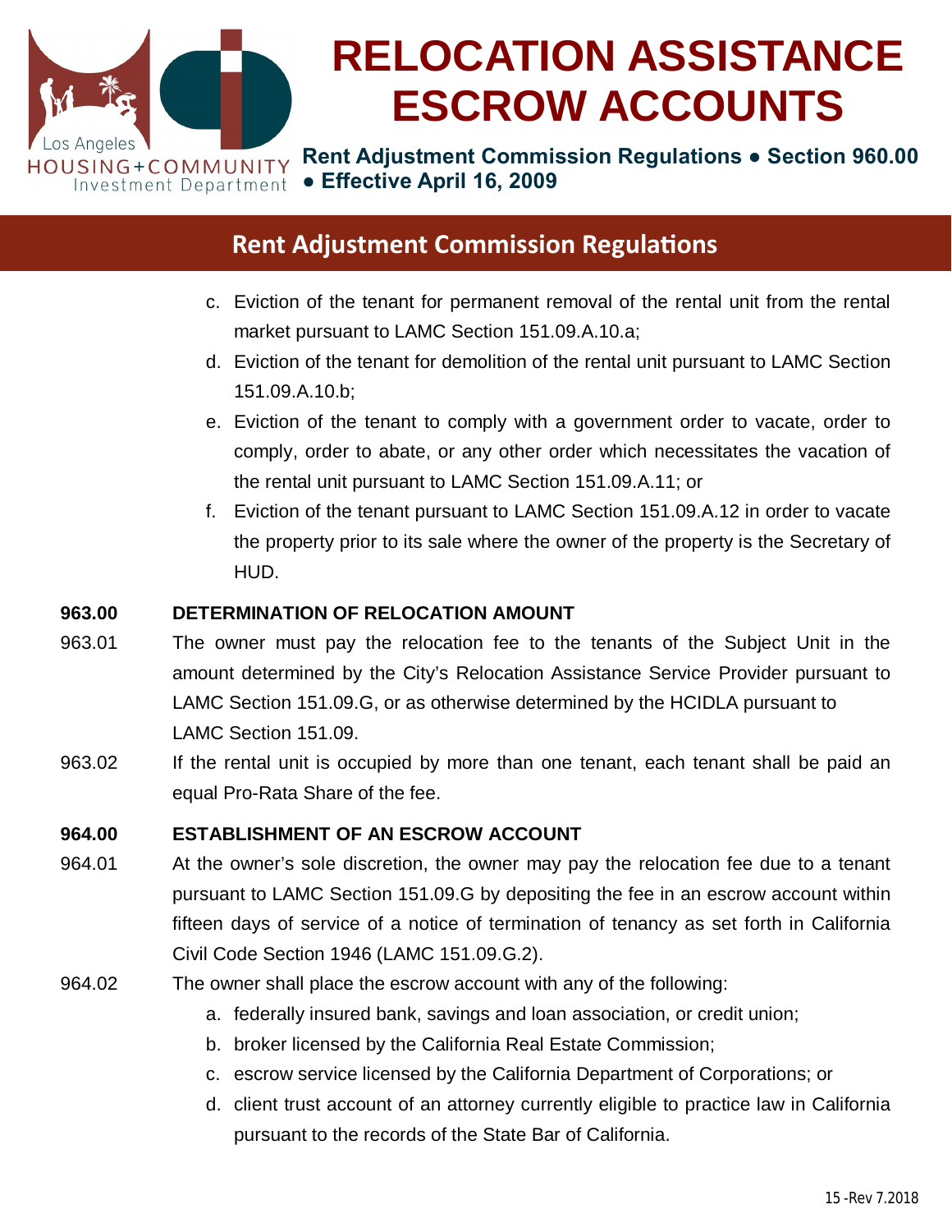# RELOCATION ASSISTANCE ESCROW ACCOUNTS

**Rent Adjustment Commission Regulations • Section 960.00 • Effective April 16, 2009**

## Rent Adjustment Commission Regulations

c. Eviction of the tenant for permanent removal of the rental unit from the rental market pursuant to LAMC Section 151.09.A.10.a;

d. Eviction of the tenant for demolition of the rental unit pursuant to LAMC Section 151.09.A.10.b;

e. Eviction of the tenant to comply with a government order to vacate, order to comply, order to abate, or any other order which necessitates the vacation of the rental unit pursuant to LAMC Section 151.09.A.11; or

f. Eviction of the tenant pursuant to LAMC Section 151.09.A.12 in order to vacate the property prior to its sale where the owner of the property is the Secretary of HUD.

**963.00 DETERMINATION OF RELOCATION AMOUNT**

963.01 The owner must pay the relocation fee to the tenants of the Subject Unit in the amount determined by the City's Relocation Assistance Service Provider pursuant to LAMC Section 151.09.G, or as otherwise determined by the HCIDLA pursuant to LAMC Section 151.09.

963.02 If the rental unit is occupied by more than one tenant, each tenant shall be paid an equal Pro-Rata Share of the fee.

**964.00 ESTABLISHMENT OF AN ESCROW ACCOUNT**

964.01 At the owner's sole discretion, the owner may pay the relocation fee due to a tenant pursuant to LAMC Section 151.09.G by depositing the fee in an escrow account within fifteen days of service of a notice of termination of tenancy as set forth in California Civil Code Section 1946 (LAMC 151.09.G.2).

964.02 The owner shall place the escrow account with any of the following:

a. federally insured bank, savings and loan association, or credit union;

b. broker licensed by the California Real Estate Commission;

c. escrow service licensed by the California Department of Corporations; or

d. client trust account of an attorney currently eligible to practice law in California pursuant to the records of the State Bar of California.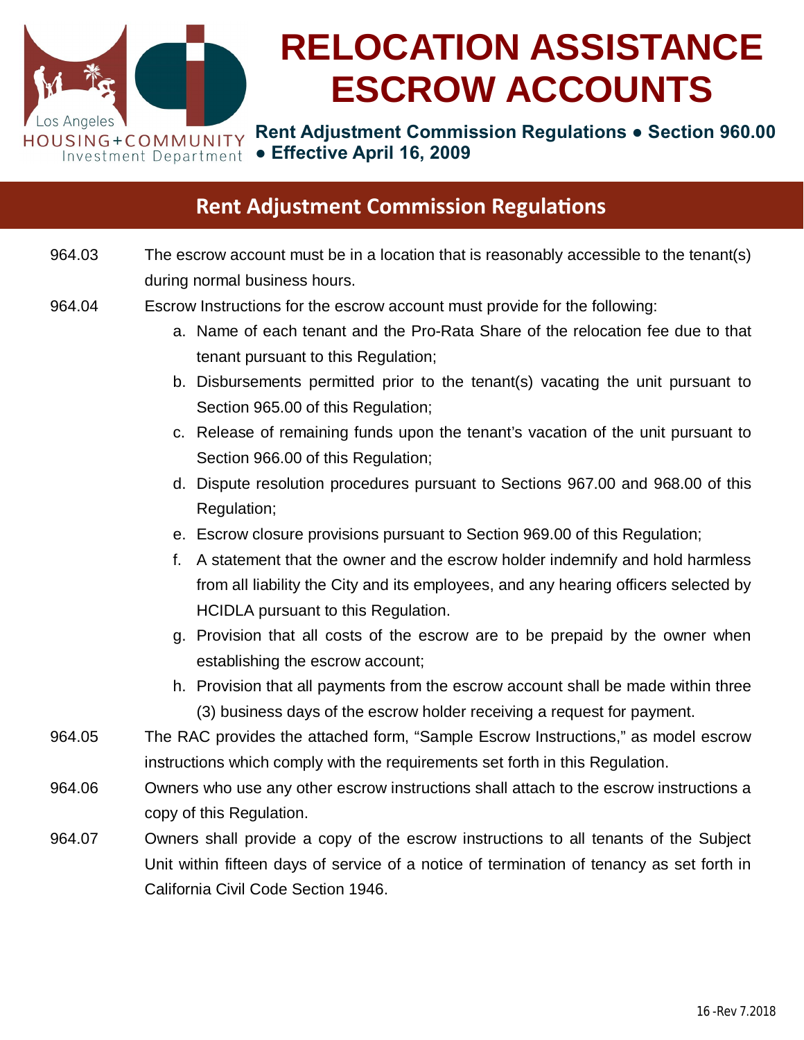# RELOCATION ASSISTANCE ESCROW ACCOUNTS

**Rent Adjustment Commission Regulations • Section 960.00 • Effective April 16, 2009**

## Rent Adjustment Commission Regulations

964.03 The escrow account must be in a location that is reasonably accessible to the tenant(s) during normal business hours.

964.04 Escrow Instructions for the escrow account must provide for the following:

a. Name of each tenant and the Pro-Rata Share of the relocation fee due to that tenant pursuant to this Regulation;
b. Disbursements permitted prior to the tenant(s) vacating the unit pursuant to Section 965.00 of this Regulation;
c. Release of remaining funds upon the tenant's vacation of the unit pursuant to Section 966.00 of this Regulation;
d. Dispute resolution procedures pursuant to Sections 967.00 and 968.00 of this Regulation;
e. Escrow closure provisions pursuant to Section 969.00 of this Regulation;
f. A statement that the owner and the escrow holder indemnify and hold harmless from all liability the City and its employees, and any hearing officers selected by HCIDLA pursuant to this Regulation.
g. Provision that all costs of the escrow are to be prepaid by the owner when establishing the escrow account;
h. Provision that all payments from the escrow account shall be made within three (3) business days of the escrow holder receiving a request for payment.

964.05 The RAC provides the attached form, "Sample Escrow Instructions," as model escrow instructions which comply with the requirements set forth in this Regulation.

964.06 Owners who use any other escrow instructions shall attach to the escrow instructions a copy of this Regulation.

964.07 Owners shall provide a copy of the escrow instructions to all tenants of the Subject Unit within fifteen days of service of a notice of termination of tenancy as set forth in California Civil Code Section 1946.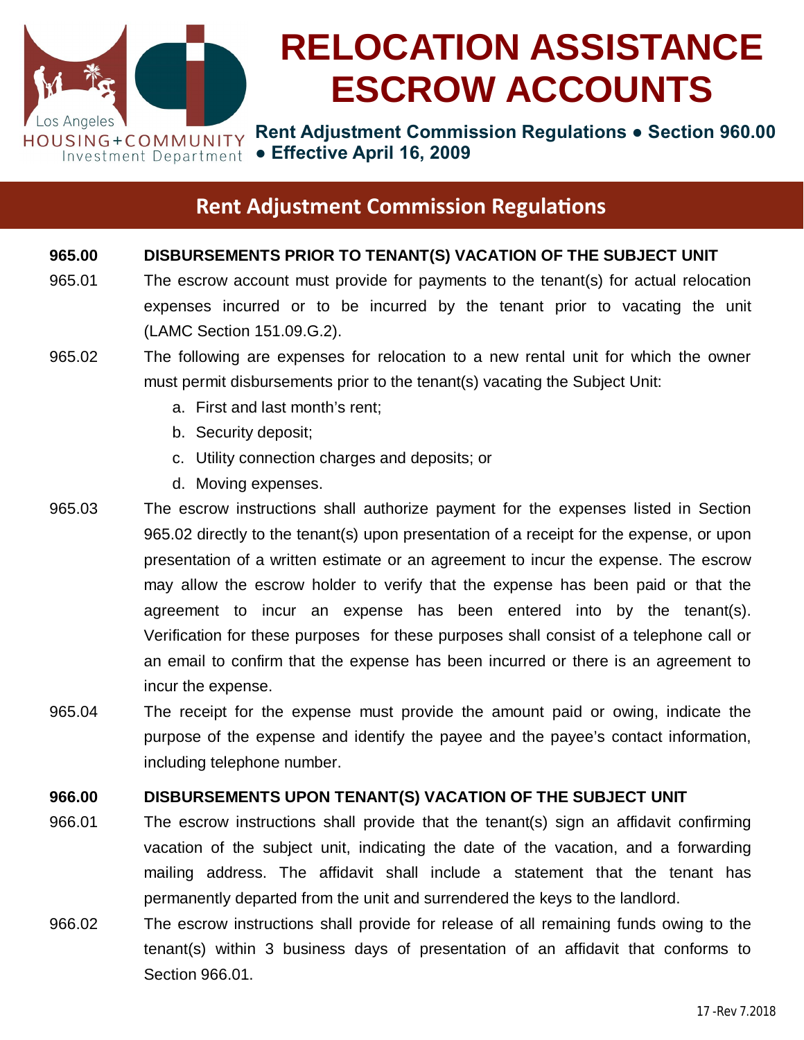# RELOCATION ASSISTANCE ESCROW ACCOUNTS

**Rent Adjustment Commission Regulations • Section 960.00 • Effective April 16, 2009**

## Rent Adjustment Commission Regulations

**965.00 DISBURSEMENTS PRIOR TO TENANT(S) VACATION OF THE SUBJECT UNIT**

965.01 The escrow account must provide for payments to the tenant(s) for actual relocation expenses incurred or to be incurred by the tenant prior to vacating the unit (LAMC Section 151.09.G.2).

965.02 The following are expenses for relocation to a new rental unit for which the owner must permit disbursements prior to the tenant(s) vacating the Subject Unit:

a. First and last month's rent;
b. Security deposit;
c. Utility connection charges and deposits; or
d. Moving expenses.

965.03 The escrow instructions shall authorize payment for the expenses listed in Section 965.02 directly to the tenant(s) upon presentation of a receipt for the expense, or upon presentation of a written estimate or an agreement to incur the expense. The escrow may allow the escrow holder to verify that the expense has been paid or that the agreement to incur an expense has been entered into by the tenant(s). Verification for these purposes for these purposes shall consist of a telephone call or an email to confirm that the expense has been incurred or there is an agreement to incur the expense.

965.04 The receipt for the expense must provide the amount paid or owing, indicate the purpose of the expense and identify the payee and the payee's contact information, including telephone number.

**966.00 DISBURSEMENTS UPON TENANT(S) VACATION OF THE SUBJECT UNIT**

966.01 The escrow instructions shall provide that the tenant(s) sign an affidavit confirming vacation of the subject unit, indicating the date of the vacation, and a forwarding mailing address. The affidavit shall include a statement that the tenant has permanently departed from the unit and surrendered the keys to the landlord.

966.02 The escrow instructions shall provide for release of all remaining funds owing to the tenant(s) within 3 business days of presentation of an affidavit that conforms to Section 966.01.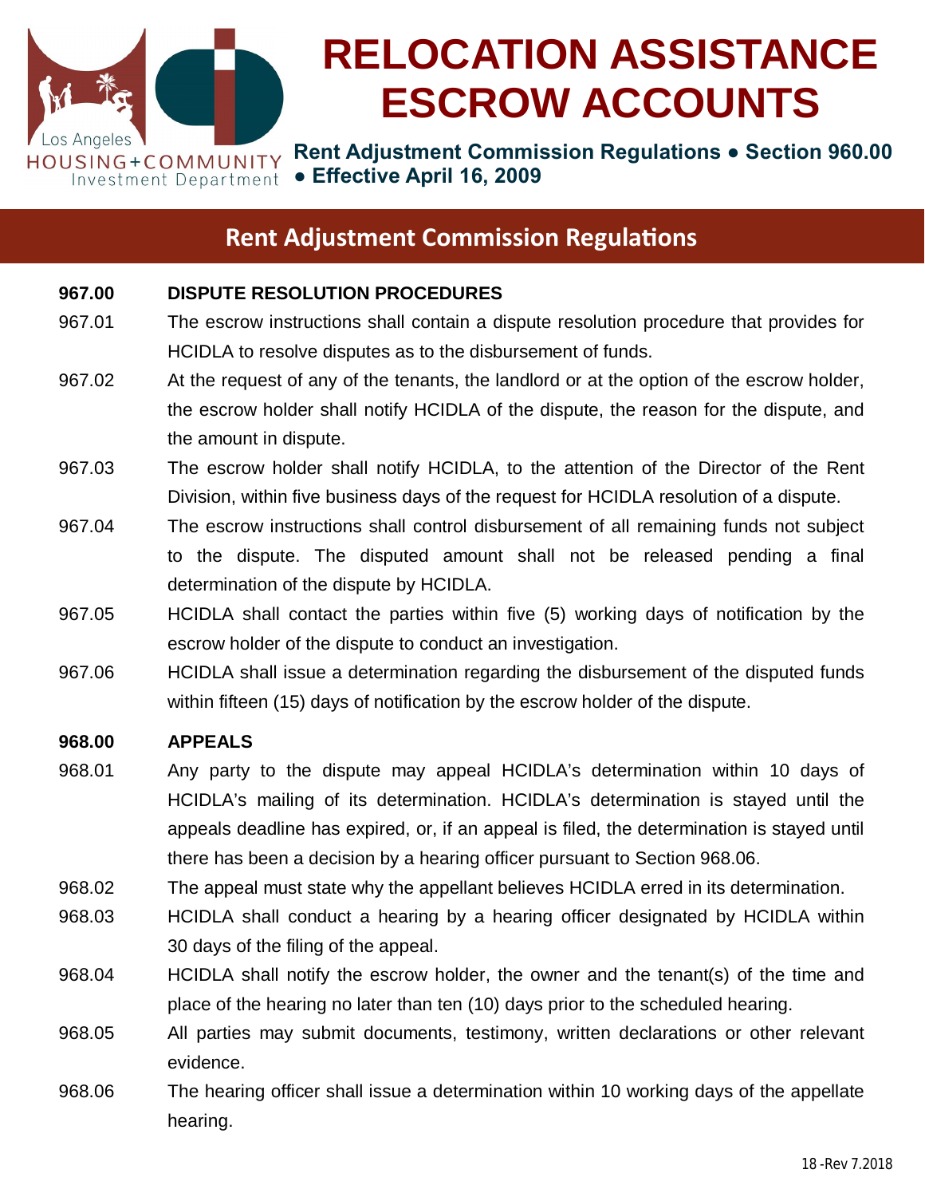# RELOCATION ASSISTANCE ESCROW ACCOUNTS

**Rent Adjustment Commission Regulations • Section 960.00 • Effective April 16, 2009**

## Rent Adjustment Commission Regulations

**967.00 DISPUTE RESOLUTION PROCEDURES**

967.01 The escrow instructions shall contain a dispute resolution procedure that provides for HCIDLA to resolve disputes as to the disbursement of funds.

967.02 At the request of any of the tenants, the landlord or at the option of the escrow holder, the escrow holder shall notify HCIDLA of the dispute, the reason for the dispute, and the amount in dispute.

967.03 The escrow holder shall notify HCIDLA, to the attention of the Director of the Rent Division, within five business days of the request for HCIDLA resolution of a dispute.

967.04 The escrow instructions shall control disbursement of all remaining funds not subject to the dispute. The disputed amount shall not be released pending a final determination of the dispute by HCIDLA.

967.05 HCIDLA shall contact the parties within five (5) working days of notification by the escrow holder of the dispute to conduct an investigation.

967.06 HCIDLA shall issue a determination regarding the disbursement of the disputed funds within fifteen (15) days of notification by the escrow holder of the dispute.

**968.00 APPEALS**

968.01 Any party to the dispute may appeal HCIDLA's determination within 10 days of HCIDLA's mailing of its determination. HCIDLA's determination is stayed until the appeals deadline has expired, or, if an appeal is filed, the determination is stayed until there has been a decision by a hearing officer pursuant to Section 968.06.

968.02 The appeal must state why the appellant believes HCIDLA erred in its determination.

968.03 HCIDLA shall conduct a hearing by a hearing officer designated by HCIDLA within 30 days of the filing of the appeal.

968.04 HCIDLA shall notify the escrow holder, the owner and the tenant(s) of the time and place of the hearing no later than ten (10) days prior to the scheduled hearing.

968.05 All parties may submit documents, testimony, written declarations or other relevant evidence.

968.06 The hearing officer shall issue a determination within 10 working days of the appellate hearing.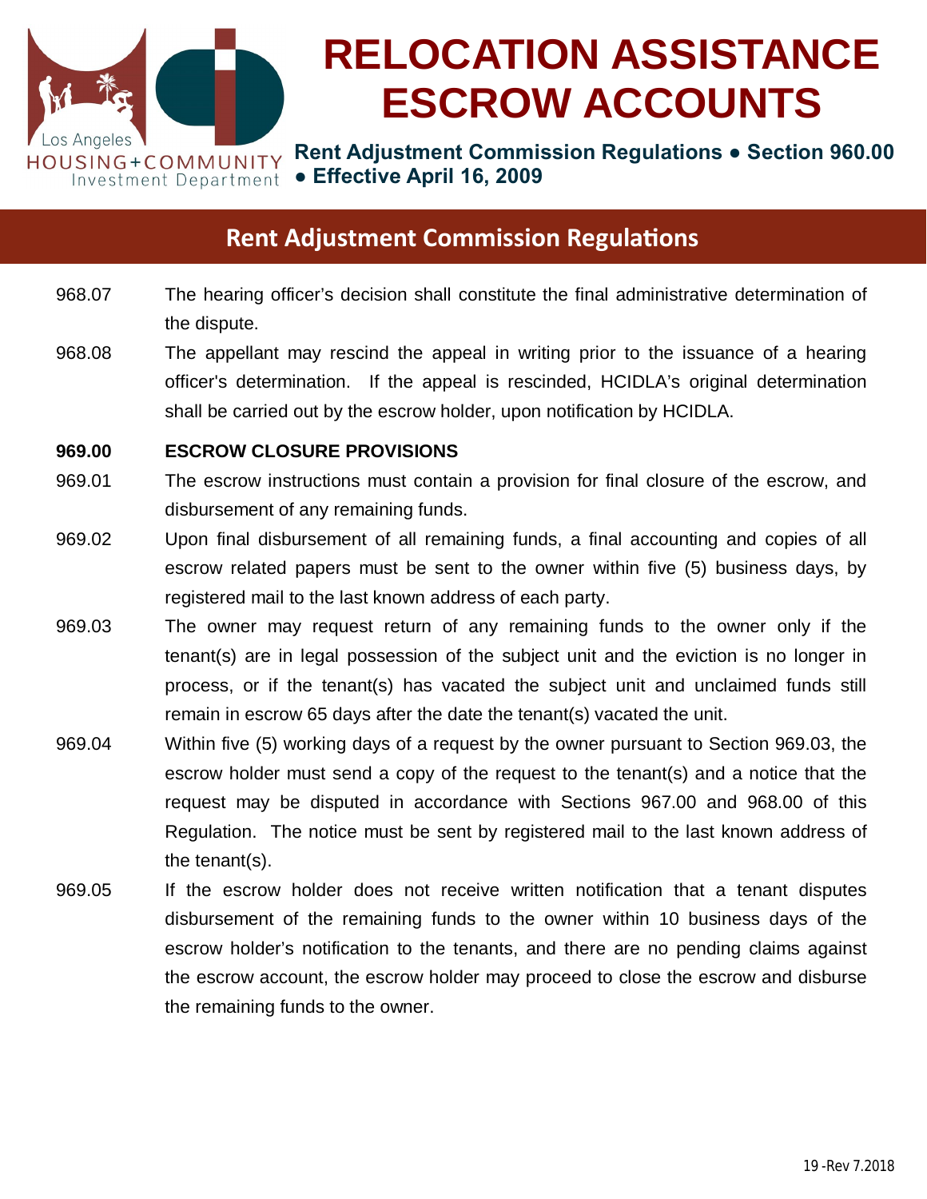# RELOCATION ASSISTANCE ESCROW ACCOUNTS

**Rent Adjustment Commission Regulations ● Section 960.00 ● Effective April 16, 2009**

## Rent Adjustment Commission Regulations

968.07 The hearing officer's decision shall constitute the final administrative determination of the dispute.

968.08 The appellant may rescind the appeal in writing prior to the issuance of a hearing officer's determination. If the appeal is rescinded, HCIDLA's original determination shall be carried out by the escrow holder, upon notification by HCIDLA.

**969.00 ESCROW CLOSURE PROVISIONS**

969.01 The escrow instructions must contain a provision for final closure of the escrow, and disbursement of any remaining funds.

969.02 Upon final disbursement of all remaining funds, a final accounting and copies of all escrow related papers must be sent to the owner within five (5) business days, by registered mail to the last known address of each party.

969.03 The owner may request return of any remaining funds to the owner only if the tenant(s) are in legal possession of the subject unit and the eviction is no longer in process, or if the tenant(s) has vacated the subject unit and unclaimed funds still remain in escrow 65 days after the date the tenant(s) vacated the unit.

969.04 Within five (5) working days of a request by the owner pursuant to Section 969.03, the escrow holder must send a copy of the request to the tenant(s) and a notice that the request may be disputed in accordance with Sections 967.00 and 968.00 of this Regulation. The notice must be sent by registered mail to the last known address of the tenant(s).

969.05 If the escrow holder does not receive written notification that a tenant disputes disbursement of the remaining funds to the owner within 10 business days of the escrow holder's notification to the tenants, and there are no pending claims against the escrow account, the escrow holder may proceed to close the escrow and disburse the remaining funds to the owner.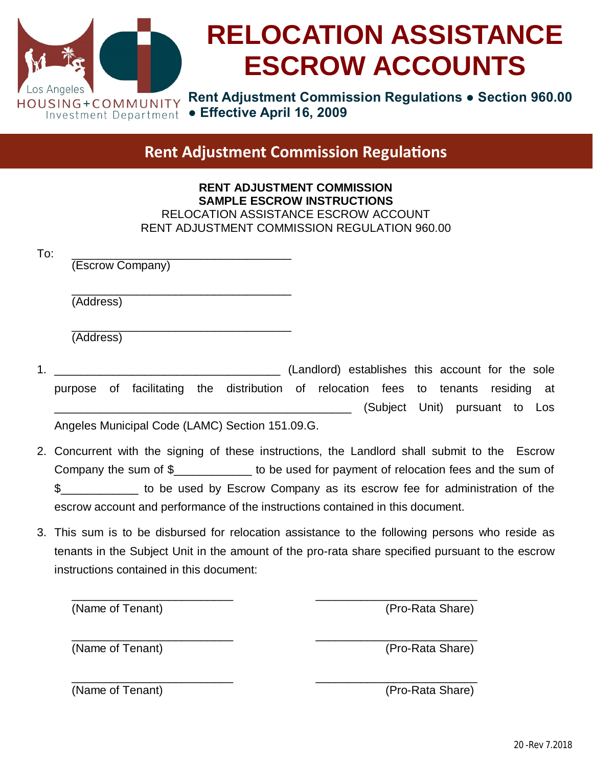# RELOCATION ASSISTANCE ESCROW ACCOUNTS

**Rent Adjustment Commission Regulations • Section 960.00 • Effective April 16, 2009**

## Rent Adjustment Commission Regulations

**RENT ADJUSTMENT COMMISSION**
**SAMPLE ESCROW INSTRUCTIONS**
RELOCATION ASSISTANCE ESCROW ACCOUNT
RENT ADJUSTMENT COMMISSION REGULATION 960.00

To: ________________________________
(Escrow Company)

________________________________
(Address)

________________________________
(Address)

1. ________________________________ (Landlord) establishes this account for the sole purpose of facilitating the distribution of relocation fees to tenants residing at ____________________________________________ (Subject Unit) pursuant to Los Angeles Municipal Code (LAMC) Section 151.09.G.

2. Concurrent with the signing of these instructions, the Landlord shall submit to the Escrow Company the sum of $___________ to be used for payment of relocation fees and the sum of $___________ to be used by Escrow Company as its escrow fee for administration of the escrow account and performance of the instructions contained in this document.

3. This sum is to be disbursed for relocation assistance to the following persons who reside as tenants in the Subject Unit in the amount of the pro-rata share specified pursuant to the escrow instructions contained in this document:

________________________ ________________________
(Name of Tenant) (Pro-Rata Share)

________________________ ________________________
(Name of Tenant) (Pro-Rata Share)

________________________ ________________________
(Name of Tenant) (Pro-Rata Share)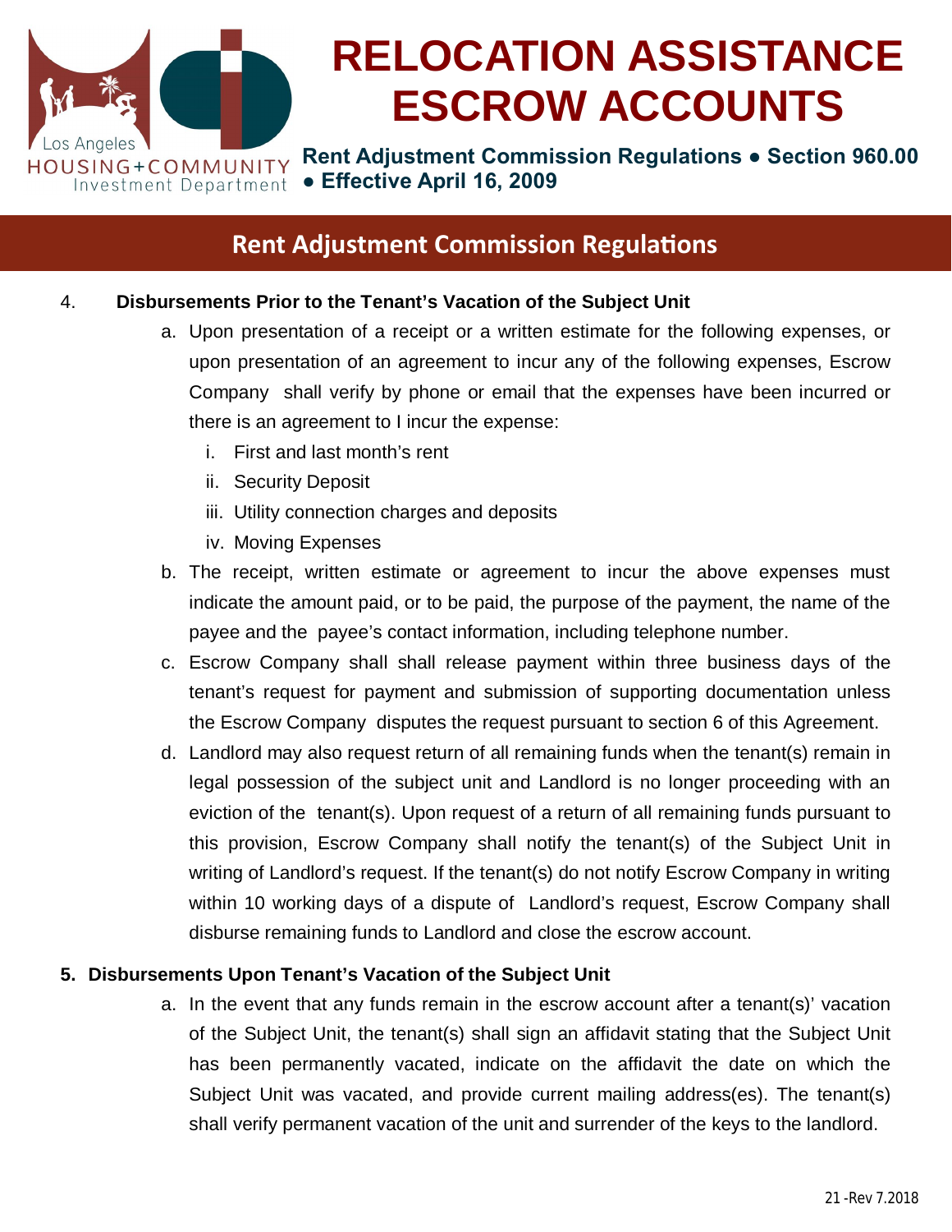# RELOCATION ASSISTANCE ESCROW ACCOUNTS

**Rent Adjustment Commission Regulations ● Section 960.00 ● Effective April 16, 2009**

## Rent Adjustment Commission Regulations

4. **Disbursements Prior to the Tenant's Vacation of the Subject Unit**

   a. Upon presentation of a receipt or a written estimate for the following expenses, or upon presentation of an agreement to incur any of the following expenses, Escrow Company shall verify by phone or email that the expenses have been incurred or there is an agreement to I incur the expense:

      i. First and last month's rent
      ii. Security Deposit
      iii. Utility connection charges and deposits
      iv. Moving Expenses

   b. The receipt, written estimate or agreement to incur the above expenses must indicate the amount paid, or to be paid, the purpose of the payment, the name of the payee and the payee's contact information, including telephone number.

   c. Escrow Company shall shall release payment within three business days of the tenant's request for payment and submission of supporting documentation unless the Escrow Company disputes the request pursuant to section 6 of this Agreement.

   d. Landlord may also request return of all remaining funds when the tenant(s) remain in legal possession of the subject unit and Landlord is no longer proceeding with an eviction of the tenant(s). Upon request of a return of all remaining funds pursuant to this provision, Escrow Company shall notify the tenant(s) of the Subject Unit in writing of Landlord's request. If the tenant(s) do not notify Escrow Company in writing within 10 working days of a dispute of Landlord's request, Escrow Company shall disburse remaining funds to Landlord and close the escrow account.

5. **Disbursements Upon Tenant's Vacation of the Subject Unit**

   a. In the event that any funds remain in the escrow account after a tenant(s)' vacation of the Subject Unit, the tenant(s) shall sign an affidavit stating that the Subject Unit has been permanently vacated, indicate on the affidavit the date on which the Subject Unit was vacated, and provide current mailing address(es). The tenant(s) shall verify permanent vacation of the unit and surrender of the keys to the landlord.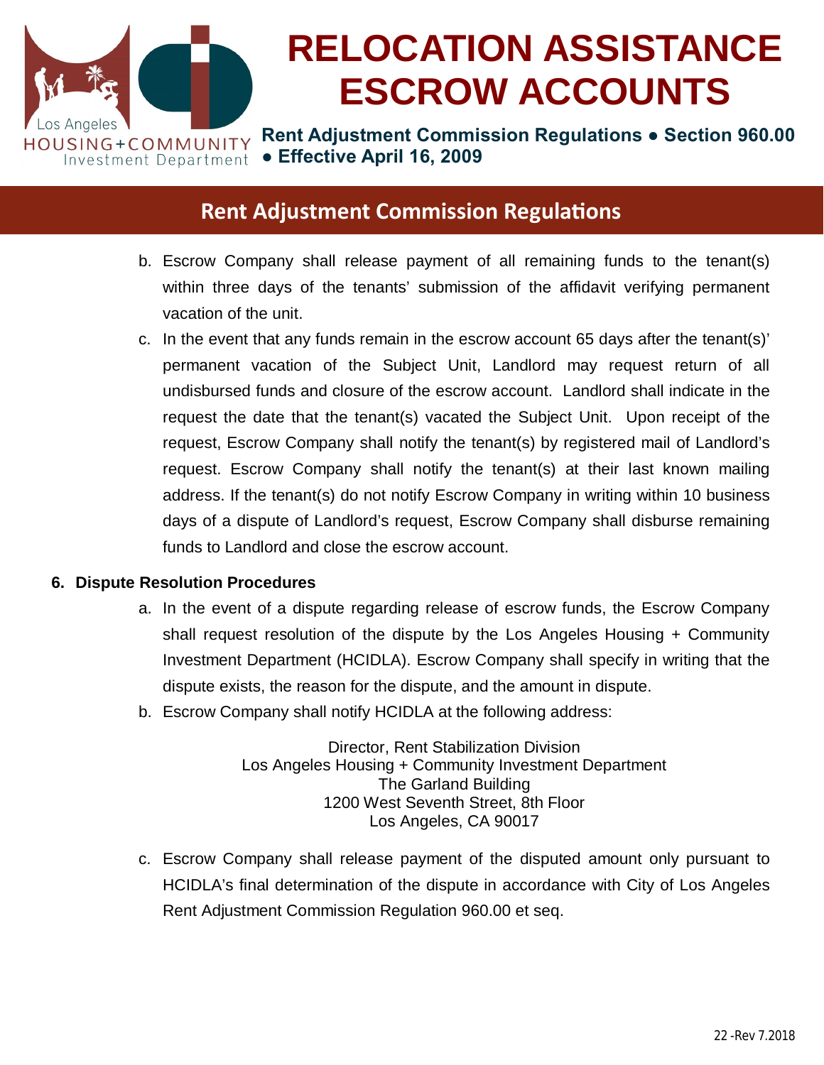# RELOCATION ASSISTANCE ESCROW ACCOUNTS

**Rent Adjustment Commission Regulations ● Section 960.00 ● Effective April 16, 2009**

## Rent Adjustment Commission Regulations

b. Escrow Company shall release payment of all remaining funds to the tenant(s) within three days of the tenants' submission of the affidavit verifying permanent vacation of the unit.

c. In the event that any funds remain in the escrow account 65 days after the tenant(s)' permanent vacation of the Subject Unit, Landlord may request return of all undisbursed funds and closure of the escrow account. Landlord shall indicate in the request the date that the tenant(s) vacated the Subject Unit. Upon receipt of the request, Escrow Company shall notify the tenant(s) by registered mail of Landlord's request. Escrow Company shall notify the tenant(s) at their last known mailing address. If the tenant(s) do not notify Escrow Company in writing within 10 business days of a dispute of Landlord's request, Escrow Company shall disburse remaining funds to Landlord and close the escrow account.

**6. Dispute Resolution Procedures**

a. In the event of a dispute regarding release of escrow funds, the Escrow Company shall request resolution of the dispute by the Los Angeles Housing + Community Investment Department (HCIDLA). Escrow Company shall specify in writing that the dispute exists, the reason for the dispute, and the amount in dispute.

b. Escrow Company shall notify HCIDLA at the following address:

Director, Rent Stabilization Division
Los Angeles Housing + Community Investment Department
The Garland Building
1200 West Seventh Street, 8th Floor
Los Angeles, CA 90017

c. Escrow Company shall release payment of the disputed amount only pursuant to HCIDLA's final determination of the dispute in accordance with City of Los Angeles Rent Adjustment Commission Regulation 960.00 et seq.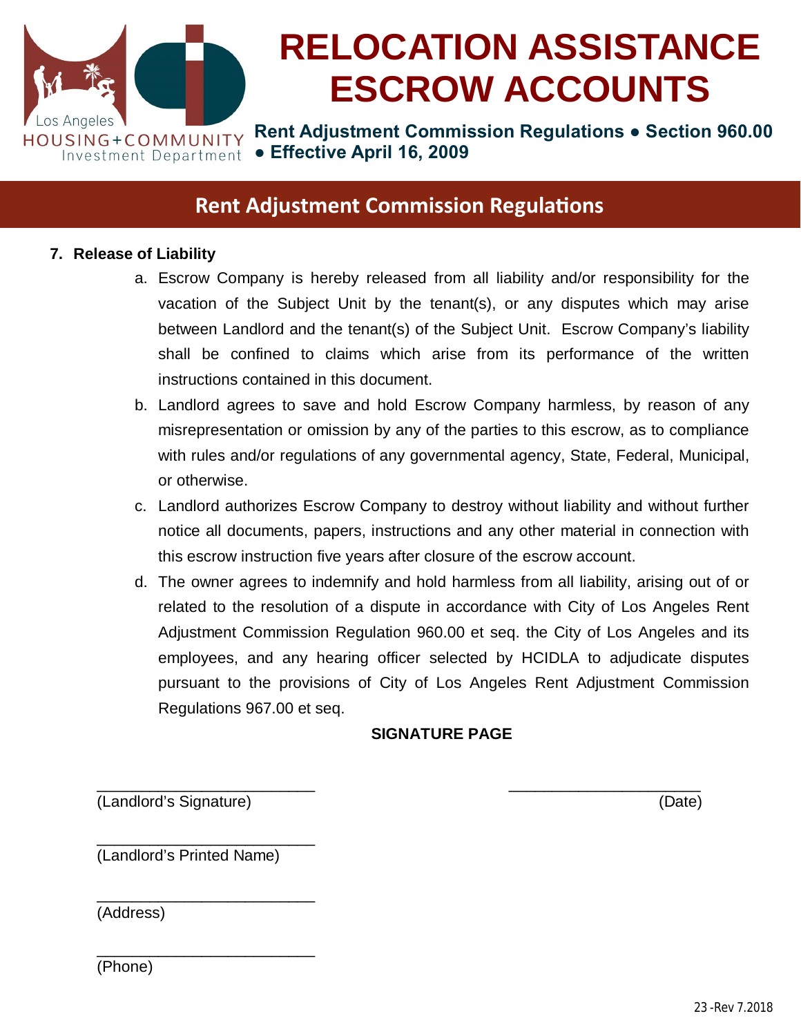# RELOCATION ASSISTANCE ESCROW ACCOUNTS

**Rent Adjustment Commission Regulations • Section 960.00 • Effective April 16, 2009**

## Rent Adjustment Commission Regulations

**7. Release of Liability**

a. Escrow Company is hereby released from all liability and/or responsibility for the vacation of the Subject Unit by the tenant(s), or any disputes which may arise between Landlord and the tenant(s) of the Subject Unit. Escrow Company's liability shall be confined to claims which arise from its performance of the written instructions contained in this document.

b. Landlord agrees to save and hold Escrow Company harmless, by reason of any misrepresentation or omission by any of the parties to this escrow, as to compliance with rules and/or regulations of any governmental agency, State, Federal, Municipal, or otherwise.

c. Landlord authorizes Escrow Company to destroy without liability and without further notice all documents, papers, instructions and any other material in connection with this escrow instruction five years after closure of the escrow account.

d. The owner agrees to indemnify and hold harmless from all liability, arising out of or related to the resolution of a dispute in accordance with City of Los Angeles Rent Adjustment Commission Regulation 960.00 et seq. the City of Los Angeles and its employees, and any hearing officer selected by HCIDLA to adjudicate disputes pursuant to the provisions of City of Los Angeles Rent Adjustment Commission Regulations 967.00 et seq.

**SIGNATURE PAGE**

\_\_\_\_\_\_\_\_\_\_\_\_\_\_\_\_\_\_\_\_\_\_\_\_\_ \_\_\_\_\_\_\_\_\_\_\_\_\_\_\_\_\_\_\_\_\_\_
(Landlord's Signature) (Date)

\_\_\_\_\_\_\_\_\_\_\_\_\_\_\_\_\_\_\_\_\_\_\_\_\_
(Landlord's Printed Name)

\_\_\_\_\_\_\_\_\_\_\_\_\_\_\_\_\_\_\_\_\_\_\_\_\_
(Address)

\_\_\_\_\_\_\_\_\_\_\_\_\_\_\_\_\_\_\_\_\_\_\_\_\_
(Phone)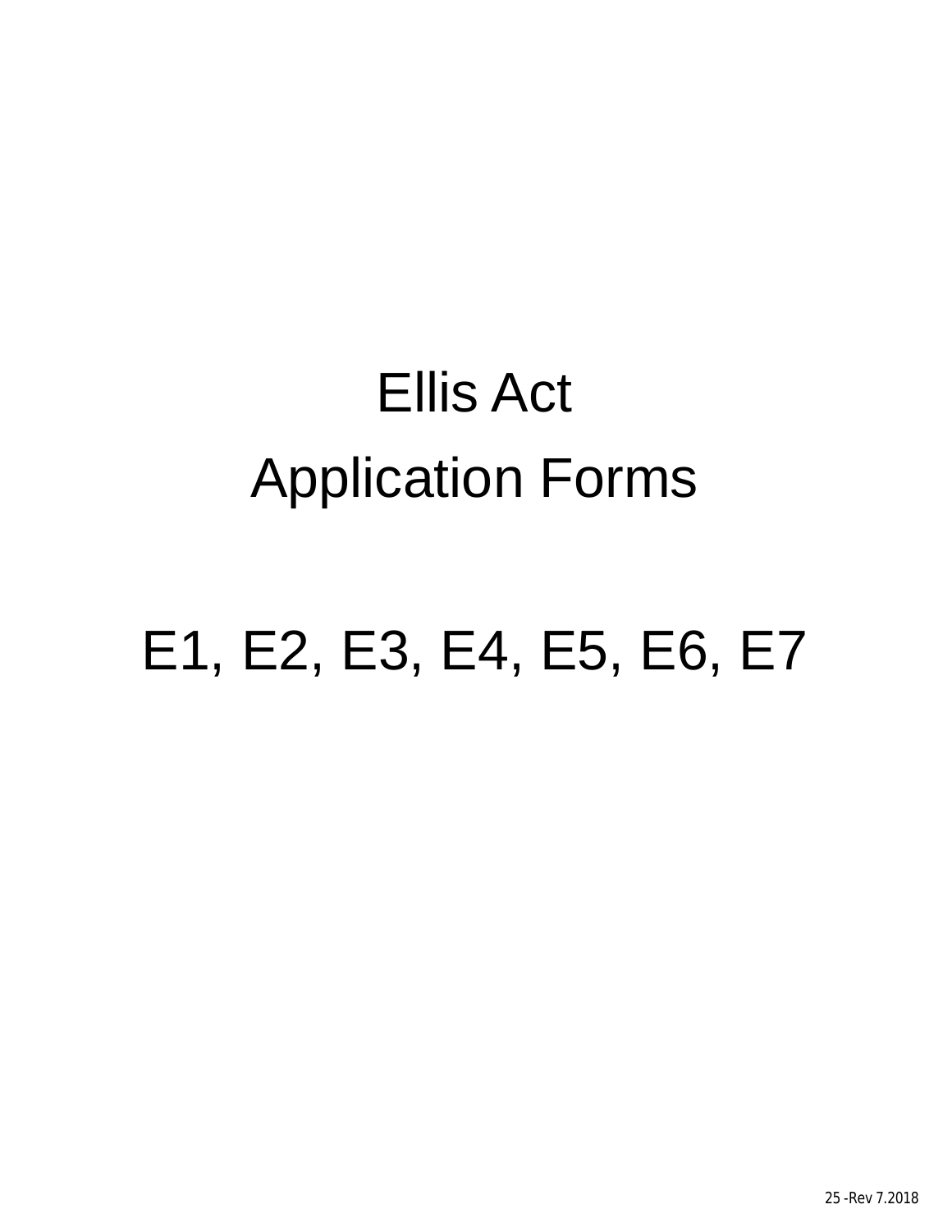# Ellis Act

# Application Forms

# E1, E2, E3, E4, E5, E6, E7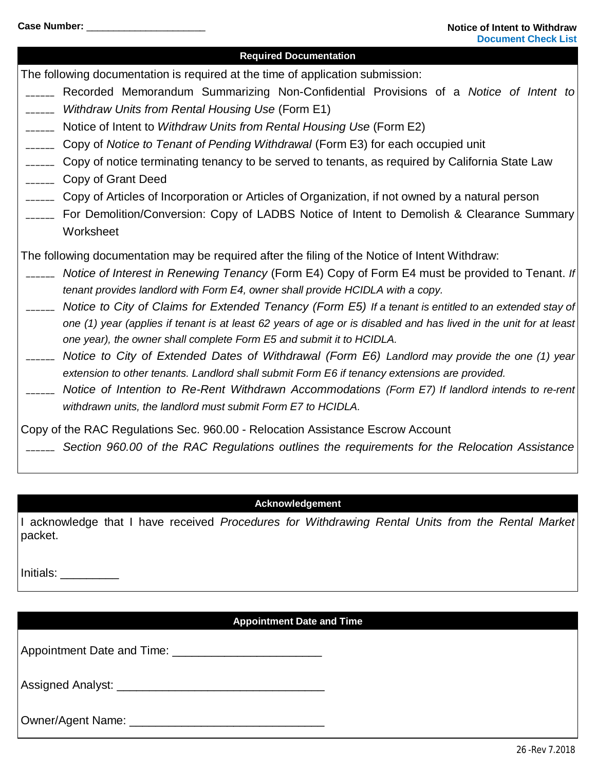Case Number: ____________________

**Notice of Intent to Withdraw**
**Document Check List**

## Required Documentation

The following documentation is required at the time of application submission:

- _____ Recorded Memorandum Summarizing Non-Confidential Provisions of a *Notice of Intent to*
- _____ *Withdraw Units from Rental Housing Use* (Form E1)
- _____ Notice of Intent to *Withdraw Units from Rental Housing Use* (Form E2)
- _____ Copy of *Notice to Tenant of Pending Withdrawal* (Form E3) for each occupied unit
- _____ Copy of notice terminating tenancy to be served to tenants, as required by California State Law
- _____ Copy of Grant Deed
- _____ Copy of Articles of Incorporation or Articles of Organization, if not owned by a natural person
- _____ For Demolition/Conversion: Copy of LADBS Notice of Intent to Demolish & Clearance Summary Worksheet

The following documentation may be required after the filing of the Notice of Intent Withdraw:

- _____ *Notice of Interest in Renewing Tenancy* (Form E4) Copy of Form E4 must be provided to Tenant. *If tenant provides landlord with Form E4, owner shall provide HCIDLA with a copy.*
- _____ *Notice to City of Claims for Extended Tenancy (Form E5) If a tenant is entitled to an extended stay of one (1) year (applies if tenant is at least 62 years of age or is disabled and has lived in the unit for at least one year), the owner shall complete Form E5 and submit it to HCIDLA.*
- _____ *Notice to City of Extended Dates of Withdrawal (Form E6) Landlord may provide the one (1) year extension to other tenants. Landlord shall submit Form E6 if tenancy extensions are provided.*
- _____ *Notice of Intention to Re-Rent Withdrawn Accommodations (Form E7) If landlord intends to re-rent withdrawn units, the landlord must submit Form E7 to HCIDLA.*

Copy of the RAC Regulations Sec. 960.00 - Relocation Assistance Escrow Account

- _____ *Section 960.00 of the RAC Regulations outlines the requirements for the Relocation Assistance*

## Acknowledgement

I acknowledge that I have received *Procedures for Withdrawing Rental Units from the Rental Market* packet.

Initials: _________

## Appointment Date and Time

Appointment Date and Time: ______________________

Assigned Analyst: ______________________________

Owner/Agent Name: ____________________________

26 -Rev 7.2018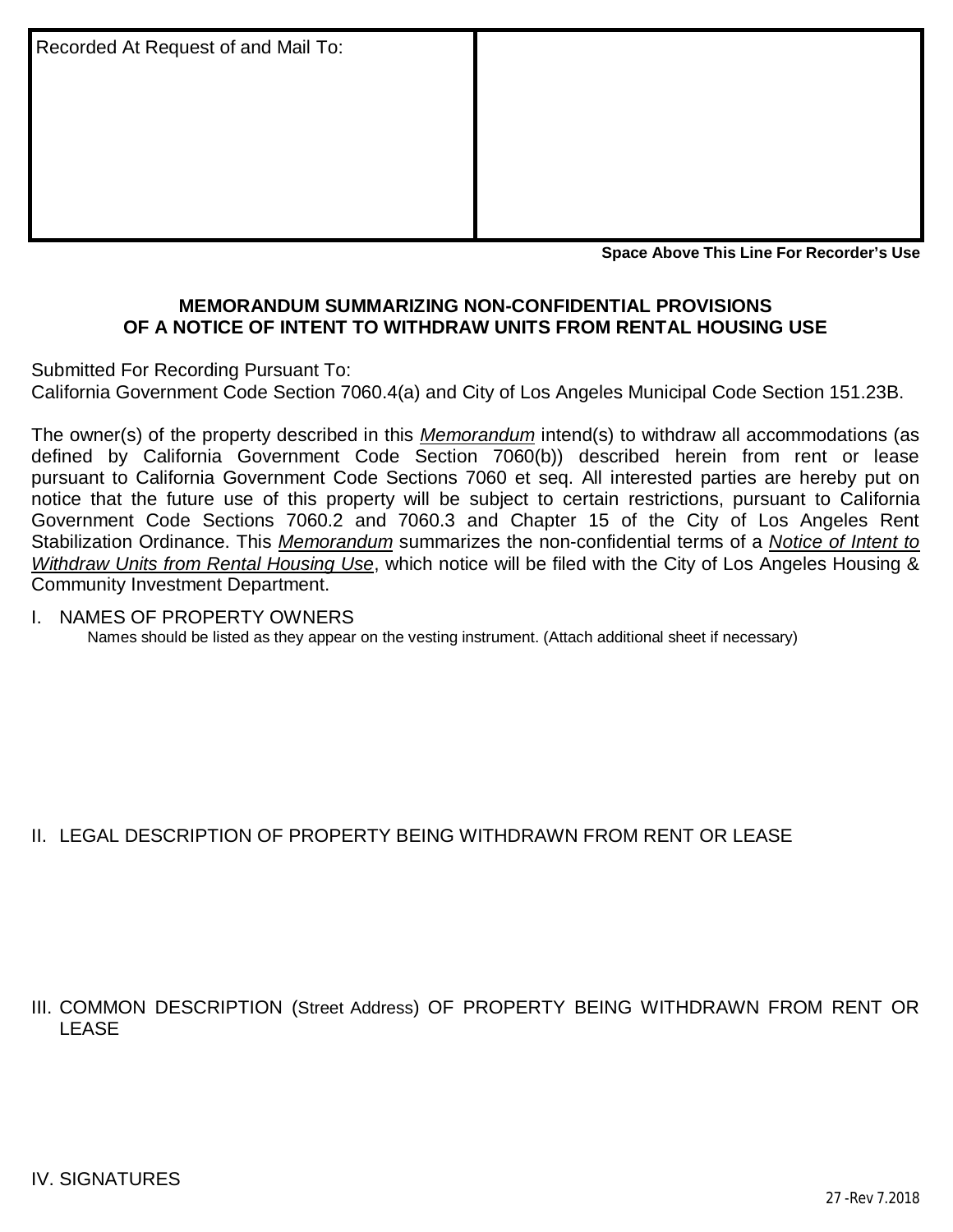| Recorded At Request of and Mail To: | |
|---|---|
| | |

**Space Above This Line For Recorder's Use**

## MEMORANDUM SUMMARIZING NON-CONFIDENTIAL PROVISIONS OF A NOTICE OF INTENT TO WITHDRAW UNITS FROM RENTAL HOUSING USE

Submitted For Recording Pursuant To:
California Government Code Section 7060.4(a) and City of Los Angeles Municipal Code Section 151.23B.

The owner(s) of the property described in this ***Memorandum*** intend(s) to withdraw all accommodations (as defined by California Government Code Section 7060(b)) described herein from rent or lease pursuant to California Government Code Sections 7060 et seq. All interested parties are hereby put on notice that the future use of this property will be subject to certain restrictions, pursuant to California Government Code Sections 7060.2 and 7060.3 and Chapter 15 of the City of Los Angeles Rent Stabilization Ordinance. This ***Memorandum*** summarizes the non-confidential terms of a ***Notice of Intent to Withdraw Units from Rental Housing Use***, which notice will be filed with the City of Los Angeles Housing & Community Investment Department.

I. NAMES OF PROPERTY OWNERS
   Names should be listed as they appear on the vesting instrument. (Attach additional sheet if necessary)

II. LEGAL DESCRIPTION OF PROPERTY BEING WITHDRAWN FROM RENT OR LEASE

III. COMMON DESCRIPTION (Street Address) OF PROPERTY BEING WITHDRAWN FROM RENT OR LEASE

IV. SIGNATURES

27 -Rev 7.2018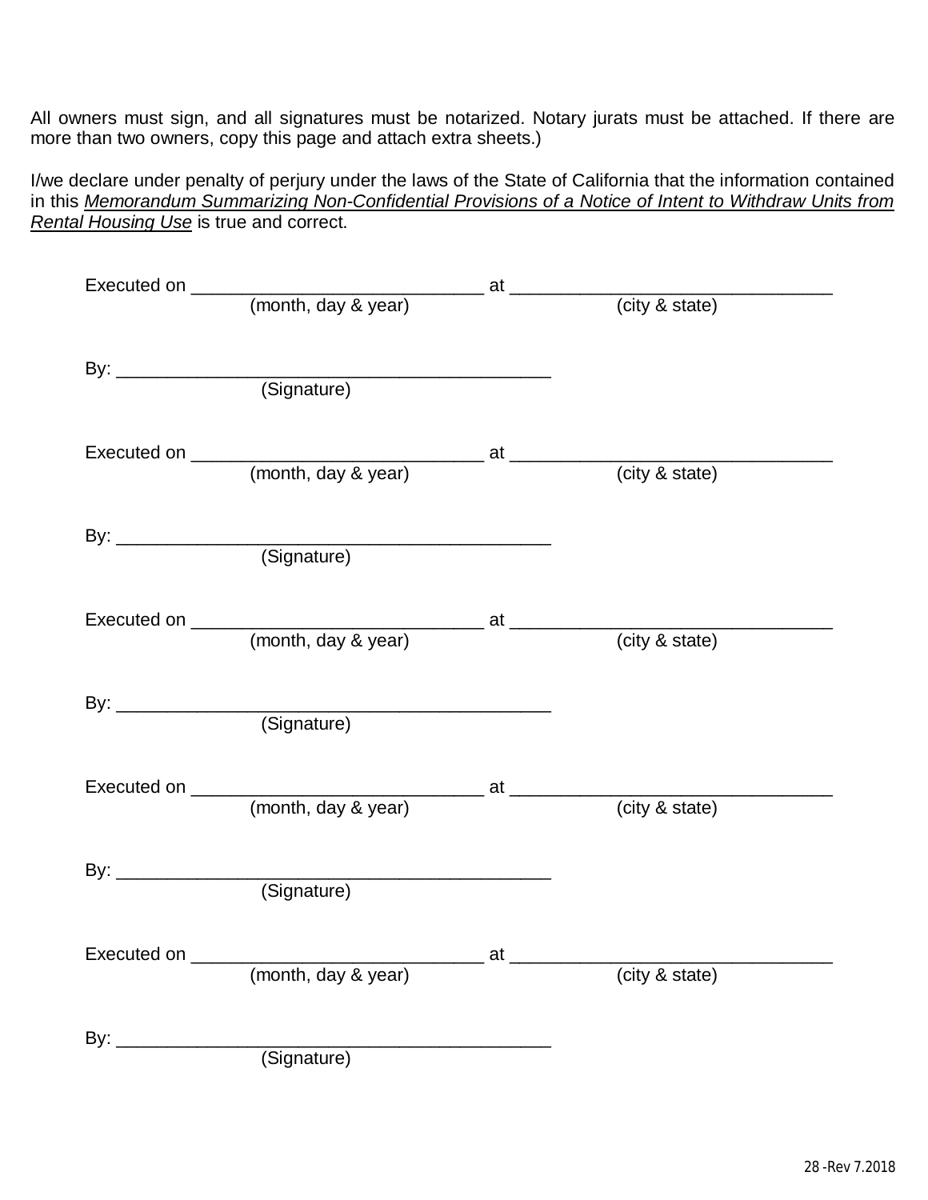All owners must sign, and all signatures must be notarized. Notary jurats must be attached. If there are more than two owners, copy this page and attach extra sheets.)

I/we declare under penalty of perjury under the laws of the State of California that the information contained in this ***Memorandum Summarizing Non-Confidential Provisions of a Notice of Intent to Withdraw Units from Rental Housing Use*** is true and correct.

Executed on ____________________________ at ______________________________
(month, day & year) (city & state)

By: ___________________________________________
(Signature)

Executed on ____________________________ at ______________________________
(month, day & year) (city & state)

By: ___________________________________________
(Signature)

Executed on ____________________________ at ______________________________
(month, day & year) (city & state)

By: ___________________________________________
(Signature)

Executed on ____________________________ at ______________________________
(month, day & year) (city & state)

By: ___________________________________________
(Signature)

Executed on ____________________________ at ______________________________
(month, day & year) (city & state)

By: ___________________________________________
(Signature)

28 -Rev 7.2018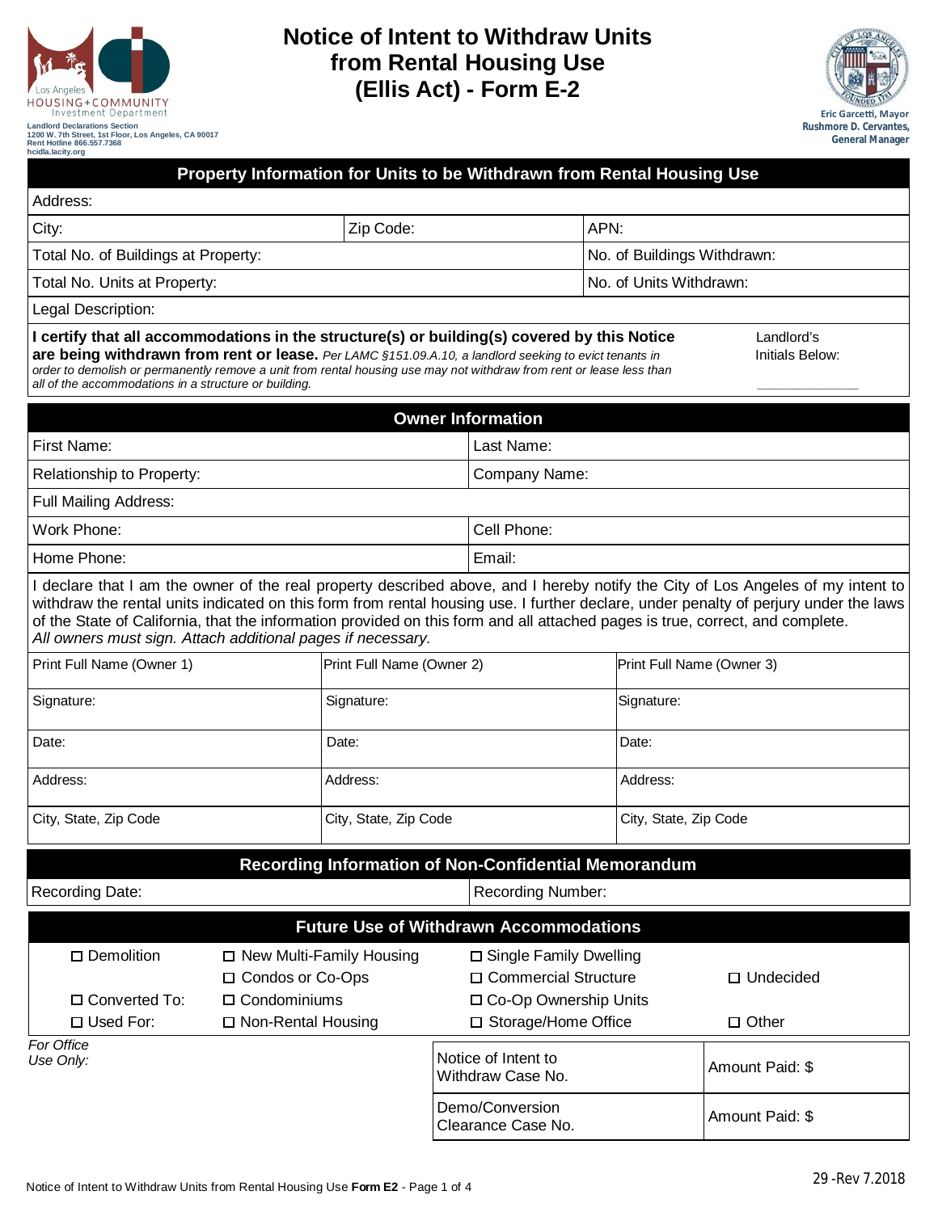Los Angeles HOUSING+COMMUNITY Investment Department
Landlord Declarations Section
1200 W. 7th Street, 1st Floor, Los Angeles, CA 90017
Rent Hotline 866.557.7368
hcidla.lacity.org

# Notice of Intent to Withdraw Units from Rental Housing Use (Ellis Act) - Form E-2

Eric Garcetti, Mayor
Rushmore D. Cervantes, General Manager

## Property Information for Units to be Withdrawn from Rental Housing Use

| | | |
|---|---|---|
| Address: | | |
| City: | Zip Code: | APN: |
| Total No. of Buildings at Property: | | No. of Buildings Withdrawn: |
| Total No. Units at Property: | | No. of Units Withdrawn: |
| Legal Description: | | |

**I certify that all accommodations in the structure(s) or building(s) covered by this Notice are being withdrawn from rent or lease.** *Per LAMC §151.09.A.10, a landlord seeking to evict tenants in order to demolish or permanently remove a unit from rental housing use may not withdraw from rent or lease less than all of the accommodations in a structure or building.*

Landlord's Initials Below: ______________

## Owner Information

| | |
|---|---|
| First Name: | Last Name: |
| Relationship to Property: | Company Name: |
| Full Mailing Address: | |
| Work Phone: | Cell Phone: |
| Home Phone: | Email: |

I declare that I am the owner of the real property described above, and I hereby notify the City of Los Angeles of my intent to withdraw the rental units indicated on this form from rental housing use. I further declare, under penalty of perjury under the laws of the State of California, that the information provided on this form and all attached pages is true, correct, and complete.
*All owners must sign. Attach additional pages if necessary.*

| | | |
|---|---|---|
| Print Full Name (Owner 1) | Print Full Name (Owner 2) | Print Full Name (Owner 3) |
| Signature: | Signature: | Signature: |
| Date: | Date: | Date: |
| Address: | Address: | Address: |
| City, State, Zip Code | City, State, Zip Code | City, State, Zip Code |

## Recording Information of Non-Confidential Memorandum

| | |
|---|---|
| Recording Date: | Recording Number: |

## Future Use of Withdrawn Accommodations

| | | | |
|---|---|---|---|
| ☐ Demolition | ☐ New Multi-Family Housing | ☐ Single Family Dwelling | |
| | ☐ Condos or Co-Ops | ☐ Commercial Structure | ☐ Undecided |
| ☐ Converted To: | ☐ Condominiums | ☐ Co-Op Ownership Units | |
| ☐ Used For: | ☐ Non-Rental Housing | ☐ Storage/Home Office | ☐ Other |

*For Office Use Only:*

| | |
|---|---|
| Notice of Intent to Withdraw Case No. | Amount Paid: $ |
| Demo/Conversion Clearance Case No. | Amount Paid: $ |

29 -Rev 7.2018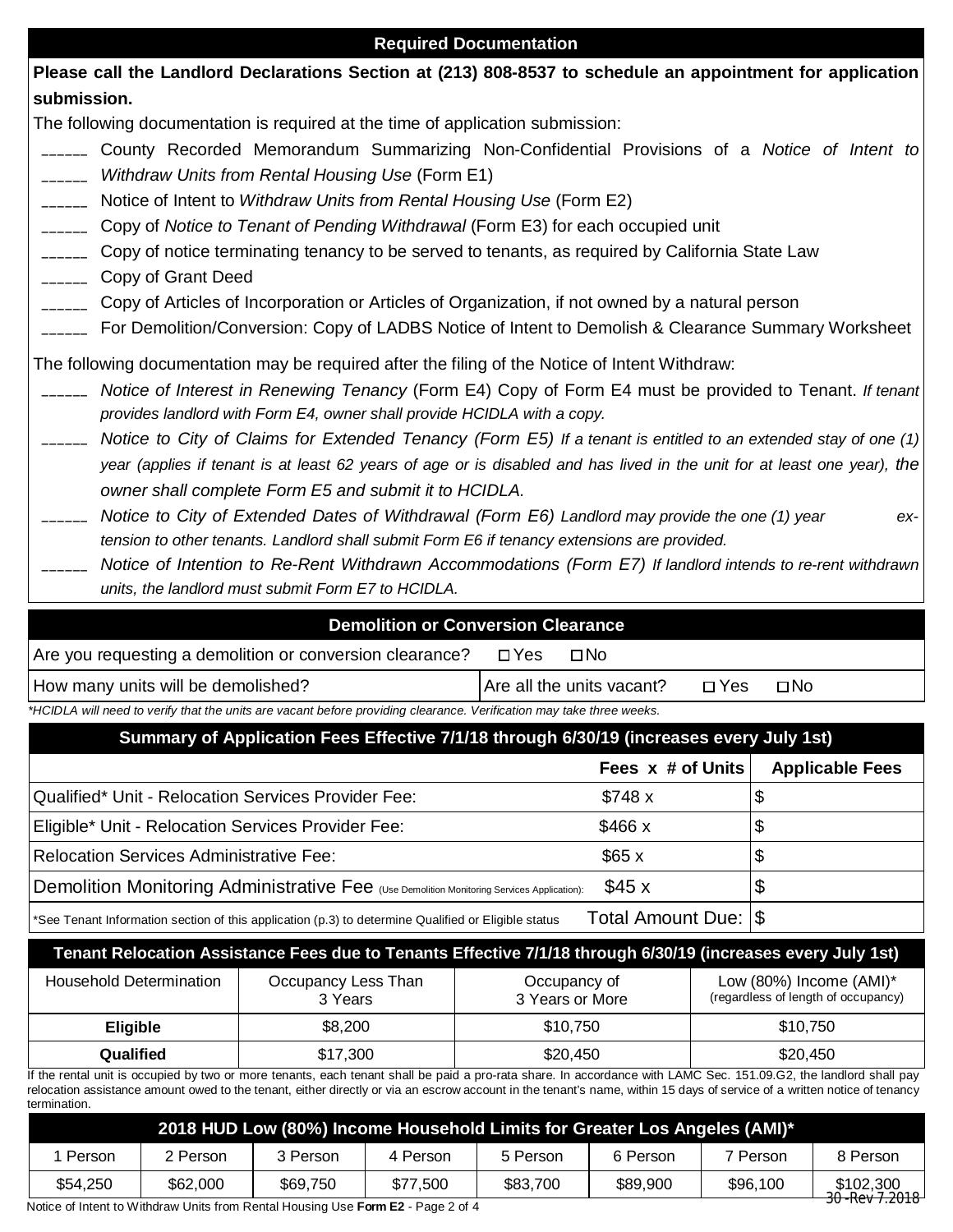## Required Documentation

**Please call the Landlord Declarations Section at (213) 808-8537 to schedule an appointment for application submission.**

The following documentation is required at the time of application submission:

- ______ County Recorded Memorandum Summarizing Non-Confidential Provisions of a *Notice of Intent to*
- ______ *Withdraw Units from Rental Housing Use* (Form E1)
- ______ Notice of Intent to *Withdraw Units from Rental Housing Use* (Form E2)
- ______ Copy of *Notice to Tenant of Pending Withdrawal* (Form E3) for each occupied unit
- ______ Copy of notice terminating tenancy to be served to tenants, as required by California State Law
- ______ Copy of Grant Deed
- ______ Copy of Articles of Incorporation or Articles of Organization, if not owned by a natural person
- ______ For Demolition/Conversion: Copy of LADBS Notice of Intent to Demolish & Clearance Summary Worksheet

The following documentation may be required after the filing of the Notice of Intent Withdraw:

- ______ *Notice of Interest in Renewing Tenancy* (Form E4) Copy of Form E4 must be provided to Tenant. *If tenant provides landlord with Form E4, owner shall provide HCIDLA with a copy.*
- ______ *Notice to City of Claims for Extended Tenancy (Form E5) If a tenant is entitled to an extended stay of one (1) year (applies if tenant is at least 62 years of age or is disabled and has lived in the unit for at least one year), the owner shall complete Form E5 and submit it to HCIDLA.*
- ______ *Notice to City of Extended Dates of Withdrawal (Form E6) Landlord may provide the one (1) year extension to other tenants. Landlord shall submit Form E6 if tenancy extensions are provided.*
- ______ *Notice of Intention to Re-Rent Withdrawn Accommodations (Form E7) If landlord intends to re-rent withdrawn units, the landlord must submit Form E7 to HCIDLA.*

## Demolition or Conversion Clearance

| | |
|---|---|
| Are you requesting a demolition or conversion clearance? ☐ Yes ☐ No | |
| How many units will be demolished? | Are all the units vacant? ☐ Yes ☐ No |

*\*HCIDLA will need to verify that the units are vacant before providing clearance. Verification may take three weeks.*

## Summary of Application Fees Effective 7/1/18 through 6/30/19 (increases every July 1st)

| | Fees x # of Units | Applicable Fees |
|---|---|---|
| Qualified* Unit - Relocation Services Provider Fee: | $748 x | $ |
| Eligible* Unit - Relocation Services Provider Fee: | $466 x | $ |
| Relocation Services Administrative Fee: | $65 x | $ |
| Demolition Monitoring Administrative Fee (Use Demolition Monitoring Services Application): | $45 x | $ |
| *See Tenant Information section of this application (p.3) to determine Qualified or Eligible status | Total Amount Due: | $ |

## Tenant Relocation Assistance Fees due to Tenants Effective 7/1/18 through 6/30/19 (increases every July 1st)

| Household Determination | Occupancy Less Than 3 Years | Occupancy of 3 Years or More | Low (80%) Income (AMI)* (regardless of length of occupancy) |
|---|---|---|---|
| **Eligible** | $8,200 | $10,750 | $10,750 |
| **Qualified** | $17,300 | $20,450 | $20,450 |

If the rental unit is occupied by two or more tenants, each tenant shall be paid a pro-rata share. In accordance with LAMC Sec. 151.09.G2, the landlord shall pay relocation assistance amount owed to the tenant, either directly or via an escrow account in the tenant's name, within 15 days of service of a written notice of tenancy termination.

## 2018 HUD Low (80%) Income Household Limits for Greater Los Angeles (AMI)*

| 1 Person | 2 Person | 3 Person | 4 Person | 5 Person | 6 Person | 7 Person | 8 Person |
|---|---|---|---|---|---|---|---|
| $54,250 | $62,000 | $69,750 | $77,500 | $83,700 | $89,900 | $96,100 | $102,300 |

Notice of Intent to Withdraw Units from Rental Housing Use **Form E2** - Page 2 of 4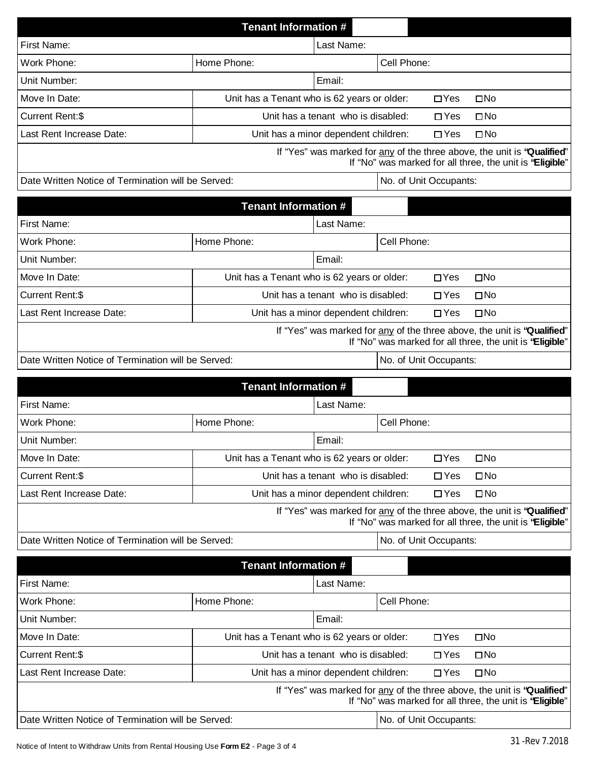| Tenant Information # | | |
|---|---|---|
| First Name: | | Last Name: |
| Work Phone: | Home Phone: | Cell Phone: |
| Unit Number: | | Email: |
| Move In Date: | Unit has a Tenant who is 62 years or older: ☐Yes ☐No | |
| Current Rent:$ | Unit has a tenant who is disabled: ☐Yes ☐No | |
| Last Rent Increase Date: | Unit has a minor dependent children: ☐Yes ☐No | |
| If "Yes" was marked for <u>any</u> of the three above, the unit is **"Qualified"**<br>If "No" was marked for all three, the unit is **"Eligible"** | | |
| Date Written Notice of Termination will be Served: | | No. of Unit Occupants: |

| Tenant Information # | | |
|---|---|---|
| First Name: | | Last Name: |
| Work Phone: | Home Phone: | Cell Phone: |
| Unit Number: | | Email: |
| Move In Date: | Unit has a Tenant who is 62 years or older: ☐Yes ☐No | |
| Current Rent:$ | Unit has a tenant who is disabled: ☐Yes ☐No | |
| Last Rent Increase Date: | Unit has a minor dependent children: ☐Yes ☐No | |
| If "Yes" was marked for <u>any</u> of the three above, the unit is **"Qualified"**<br>If "No" was marked for all three, the unit is **"Eligible"** | | |
| Date Written Notice of Termination will be Served: | | No. of Unit Occupants: |

| Tenant Information # | | |
|---|---|---|
| First Name: | | Last Name: |
| Work Phone: | Home Phone: | Cell Phone: |
| Unit Number: | | Email: |
| Move In Date: | Unit has a Tenant who is 62 years or older: ☐Yes ☐No | |
| Current Rent:$ | Unit has a tenant who is disabled: ☐Yes ☐No | |
| Last Rent Increase Date: | Unit has a minor dependent children: ☐Yes ☐No | |
| If "Yes" was marked for <u>any</u> of the three above, the unit is **"Qualified"**<br>If "No" was marked for all three, the unit is **"Eligible"** | | |
| Date Written Notice of Termination will be Served: | | No. of Unit Occupants: |

| Tenant Information # | | |
|---|---|---|
| First Name: | | Last Name: |
| Work Phone: | Home Phone: | Cell Phone: |
| Unit Number: | | Email: |
| Move In Date: | Unit has a Tenant who is 62 years or older: ☐Yes ☐No | |
| Current Rent:$ | Unit has a tenant who is disabled: ☐Yes ☐No | |
| Last Rent Increase Date: | Unit has a minor dependent children: ☐Yes ☐No | |
| If "Yes" was marked for <u>any</u> of the three above, the unit is **"Qualified"**<br>If "No" was marked for all three, the unit is **"Eligible"** | | |
| Date Written Notice of Termination will be Served: | | No. of Unit Occupants: |

Notice of Intent to Withdraw Units from Rental Housing Use **Form E2** - Page 3 of 4

Rev 7.2018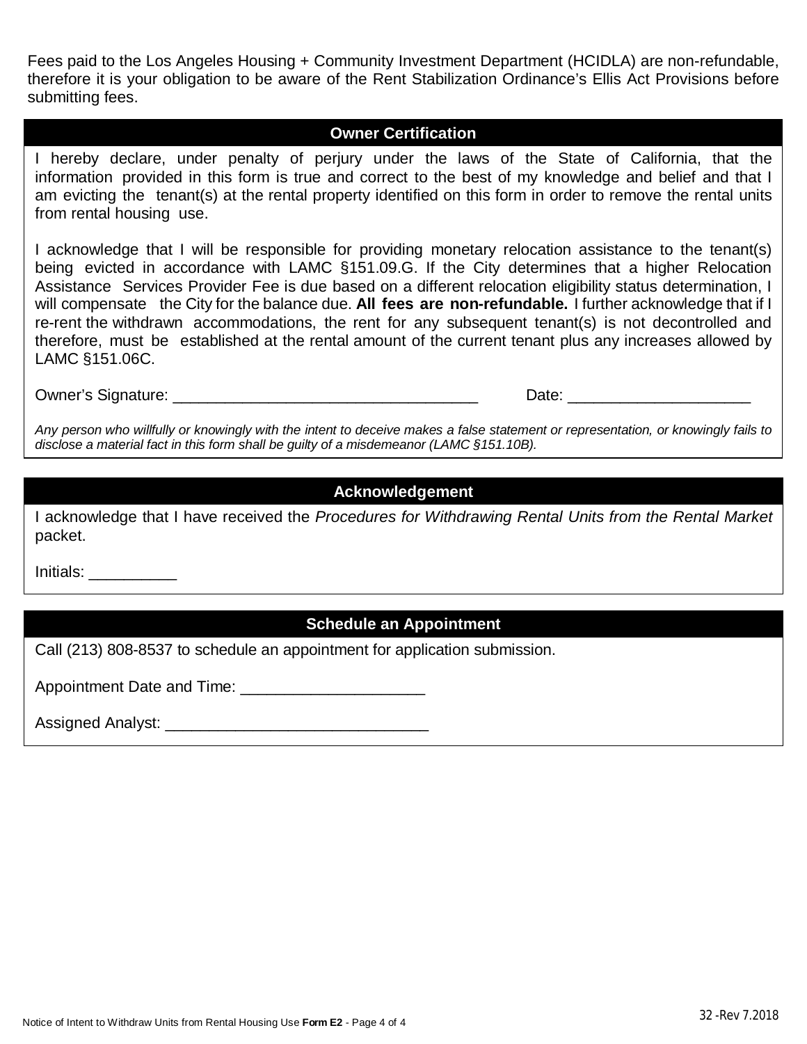Fees paid to the Los Angeles Housing + Community Investment Department (HCIDLA) are non-refundable, therefore it is your obligation to be aware of the Rent Stabilization Ordinance's Ellis Act Provisions before submitting fees.

## Owner Certification

I hereby declare, under penalty of perjury under the laws of the State of California, that the information provided in this form is true and correct to the best of my knowledge and belief and that I am evicting the tenant(s) at the rental property identified on this form in order to remove the rental units from rental housing use.

I acknowledge that I will be responsible for providing monetary relocation assistance to the tenant(s) being evicted in accordance with LAMC §151.09.G. If the City determines that a higher Relocation Assistance Services Provider Fee is due based on a different relocation eligibility status determination, I will compensate the City for the balance due. **All fees are non-refundable.** I further acknowledge that if I re-rent the withdrawn accommodations, the rent for any subsequent tenant(s) is not decontrolled and therefore, must be established at the rental amount of the current tenant plus any increases allowed by LAMC §151.06C.

Owner's Signature: ___________________________________ Date: ____________________

*Any person who willfully or knowingly with the intent to deceive makes a false statement or representation, or knowingly fails to disclose a material fact in this form shall be guilty of a misdemeanor (LAMC §151.10B).*

## Acknowledgement

I acknowledge that I have received the *Procedures for Withdrawing Rental Units from the Rental Market* packet.

Initials: __________

## Schedule an Appointment

Call (213) 808-8537 to schedule an appointment for application submission.

Appointment Date and Time: ____________________

Assigned Analyst: _____________________________

Notice of Intent to Withdraw Units from Rental Housing Use **Form E2**

32 -Rev 7.2018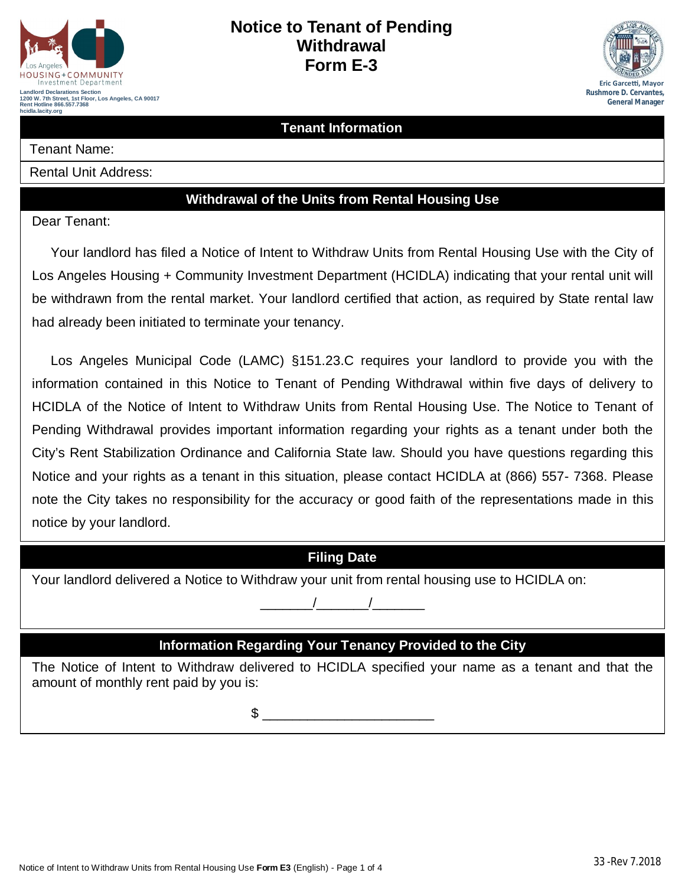Landlord Declarations Section
1200 W. 7th Street, 1st Floor, Los Angeles, CA 90017
Rent Hotline 866.557.7368
hcidla.lacity.org

# Notice to Tenant of Pending Withdrawal Form E-3

Eric Garcetti, Mayor
Rushmore D. Cervantes, General Manager

## Tenant Information

Tenant Name:

Rental Unit Address:

## Withdrawal of the Units from Rental Housing Use

Dear Tenant:

Your landlord has filed a Notice of Intent to Withdraw Units from Rental Housing Use with the City of Los Angeles Housing + Community Investment Department (HCIDLA) indicating that your rental unit will be withdrawn from the rental market. Your landlord certified that action, as required by State rental law had already been initiated to terminate your tenancy.

Los Angeles Municipal Code (LAMC) §151.23.C requires your landlord to provide you with the information contained in this Notice to Tenant of Pending Withdrawal within five days of delivery to HCIDLA of the Notice of Intent to Withdraw Units from Rental Housing Use. The Notice to Tenant of Pending Withdrawal provides important information regarding your rights as a tenant under both the City's Rent Stabilization Ordinance and California State law. Should you have questions regarding this Notice and your rights as a tenant in this situation, please contact HCIDLA at (866) 557- 7368. Please note the City takes no responsibility for the accuracy or good faith of the representations made in this notice by your landlord.

## Filing Date

Your landlord delivered a Notice to Withdraw your unit from rental housing use to HCIDLA on:

_______/_______/_______

## Information Regarding Your Tenancy Provided to the City

The Notice of Intent to Withdraw delivered to HCIDLA specified your name as a tenant and that the amount of monthly rent paid by you is:

$ ______________________

33 -Rev 7.2018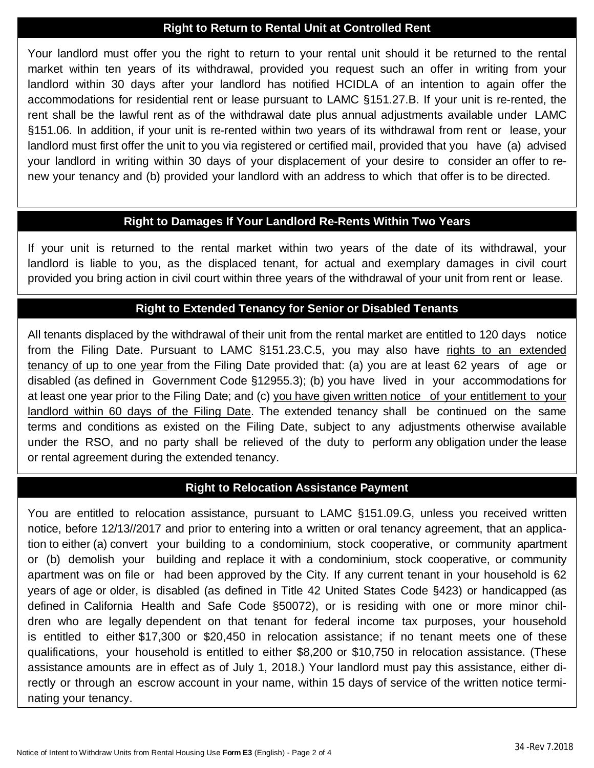## Right to Return to Rental Unit at Controlled Rent

Your landlord must offer you the right to return to your rental unit should it be returned to the rental market within ten years of its withdrawal, provided you request such an offer in writing from your landlord within 30 days after your landlord has notified HCIDLA of an intention to again offer the accommodations for residential rent or lease pursuant to LAMC §151.27.B. If your unit is re-rented, the rent shall be the lawful rent as of the withdrawal date plus annual adjustments available under LAMC §151.06. In addition, if your unit is re-rented within two years of its withdrawal from rent or lease, your landlord must first offer the unit to you via registered or certified mail, provided that you have (a) advised your landlord in writing within 30 days of your displacement of your desire to consider an offer to renew your tenancy and (b) provided your landlord with an address to which that offer is to be directed.

## Right to Damages If Your Landlord Re-Rents Within Two Years

If your unit is returned to the rental market within two years of the date of its withdrawal, your landlord is liable to you, as the displaced tenant, for actual and exemplary damages in civil court provided you bring action in civil court within three years of the withdrawal of your unit from rent or lease.

## Right to Extended Tenancy for Senior or Disabled Tenants

All tenants displaced by the withdrawal of their unit from the rental market are entitled to 120 days notice from the Filing Date. Pursuant to LAMC §151.23.C.5, you may also have rights to an extended tenancy of up to one year from the Filing Date provided that: (a) you are at least 62 years of age or disabled (as defined in Government Code §12955.3); (b) you have lived in your accommodations for at least one year prior to the Filing Date; and (c) you have given written notice of your entitlement to your landlord within 60 days of the Filing Date. The extended tenancy shall be continued on the same terms and conditions as existed on the Filing Date, subject to any adjustments otherwise available under the RSO, and no party shall be relieved of the duty to perform any obligation under the lease or rental agreement during the extended tenancy.

## Right to Relocation Assistance Payment

You are entitled to relocation assistance, pursuant to LAMC §151.09.G, unless you received written notice, before 12/13//2017 and prior to entering into a written or oral tenancy agreement, that an application to either (a) convert your building to a condominium, stock cooperative, or community apartment or (b) demolish your building and replace it with a condominium, stock cooperative, or community apartment was on file or had been approved by the City. If any current tenant in your household is 62 years of age or older, is disabled (as defined in Title 42 United States Code §423) or handicapped (as defined in California Health and Safe Code §50072), or is residing with one or more minor children who are legally dependent on that tenant for federal income tax purposes, your household is entitled to either $17,300 or $20,450 in relocation assistance; if no tenant meets one of these qualifications, your household is entitled to either $8,200 or $10,750 in relocation assistance. (These assistance amounts are in effect as of July 1, 2018.) Your landlord must pay this assistance, either directly or through an escrow account in your name, within 15 days of service of the written notice terminating your tenancy.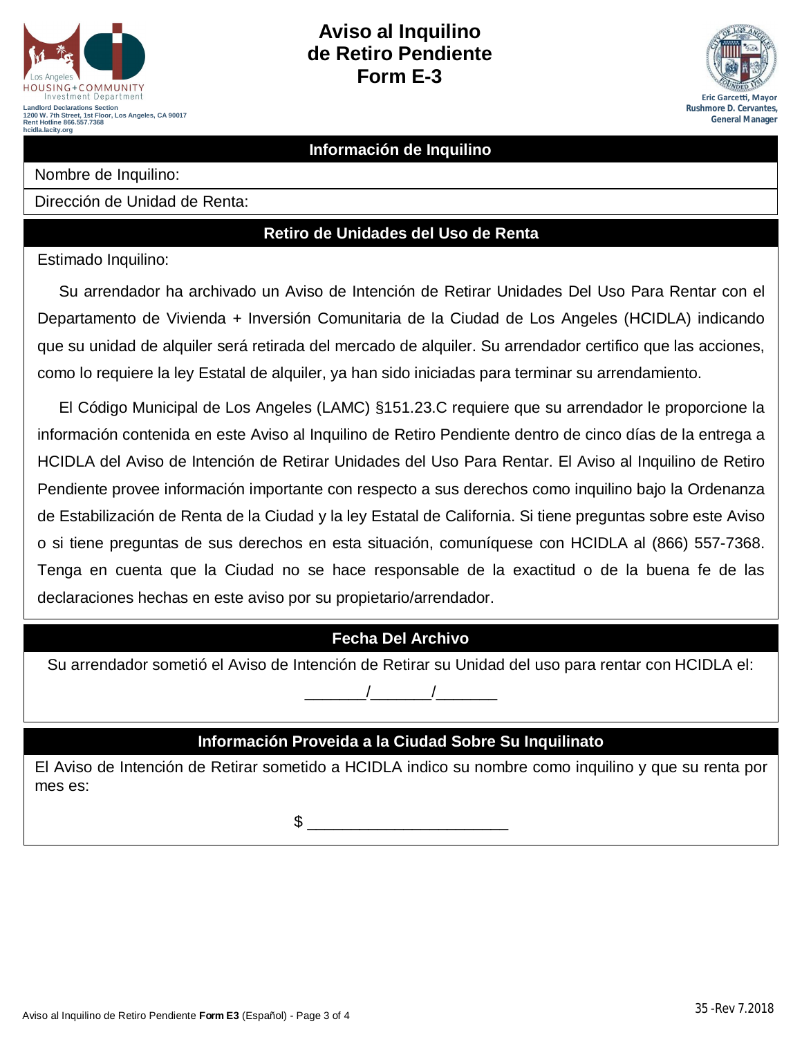Landlord Declarations Section
1200 W. 7th Street, 1st Floor, Los Angeles, CA 90017
Rent Hotline 866.557.7368
hcidla.lacity.org

# Aviso al Inquilino de Retiro Pendiente Form E-3

Eric Garcetti, Mayor
Rushmore D. Cervantes, General Manager

## Información de Inquilino

Nombre de Inquilino:

Dirección de Unidad de Renta:

## Retiro de Unidades del Uso de Renta

Estimado Inquilino:

Su arrendador ha archivado un Aviso de Intención de Retirar Unidades Del Uso Para Rentar con el Departamento de Vivienda + Inversión Comunitaria de la Ciudad de Los Angeles (HCIDLA) indicando que su unidad de alquiler será retirada del mercado de alquiler. Su arrendador certifico que las acciones, como lo requiere la ley Estatal de alquiler, ya han sido iniciadas para terminar su arrendamiento.

El Código Municipal de Los Angeles (LAMC) §151.23.C requiere que su arrendador le proporcione la información contenida en este Aviso al Inquilino de Retiro Pendiente dentro de cinco días de la entrega a HCIDLA del Aviso de Intención de Retirar Unidades del Uso Para Rentar. El Aviso al Inquilino de Retiro Pendiente provee información importante con respecto a sus derechos como inquilino bajo la Ordenanza de Estabilización de Renta de la Ciudad y la ley Estatal de California. Si tiene preguntas sobre este Aviso o si tiene preguntas de sus derechos en esta situación, comuníquese con HCIDLA al (866) 557-7368. Tenga en cuenta que la Ciudad no se hace responsable de la exactitud o de la buena fe de las declaraciones hechas en este aviso por su propietario/arrendador.

## Fecha Del Archivo

Su arrendador sometió el Aviso de Intención de Retirar su Unidad del uso para rentar con HCIDLA el:

_______/_______/_______

## Información Proveida a la Ciudad Sobre Su Inquilinato

El Aviso de Intención de Retirar sometido a HCIDLA indico su nombre como inquilino y que su renta por mes es:

$ ______________________

Aviso al Inquilino de Retiro Pendiente **Form E3** (Español)

35 -Rev 7.2018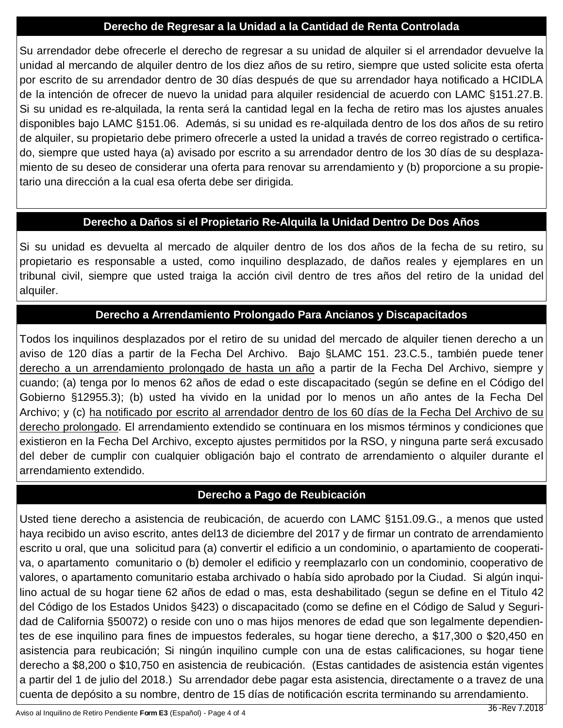## Derecho de Regresar a la Unidad a la Cantidad de Renta Controlada

Su arrendador debe ofrecerle el derecho de regresar a su unidad de alquiler si el arrendador devuelve la unidad al mercando de alquiler dentro de los diez años de su retiro, siempre que usted solicite esta oferta por escrito de su arrendador dentro de 30 días después de que su arrendador haya notificado a HCIDLA de la intención de ofrecer de nuevo la unidad para alquiler residencial de acuerdo con LAMC §151.27.B. Si su unidad es re-alquilada, la renta será la cantidad legal en la fecha de retiro mas los ajustes anuales disponibles bajo LAMC §151.06. Además, si su unidad es re-alquilada dentro de los dos años de su retiro de alquiler, su propietario debe primero ofrecerle a usted la unidad a través de correo registrado o certificado, siempre que usted haya (a) avisado por escrito a su arrendador dentro de los 30 días de su desplazamiento de su deseo de considerar una oferta para renovar su arrendamiento y (b) proporcione a su propietario una dirección a la cual esa oferta debe ser dirigida.

## Derecho a Daños si el Propietario Re-Alquila la Unidad Dentro De Dos Años

Si su unidad es devuelta al mercado de alquiler dentro de los dos años de la fecha de su retiro, su propietario es responsable a usted, como inquilino desplazado, de daños reales y ejemplares en un tribunal civil, siempre que usted traiga la acción civil dentro de tres años del retiro de la unidad del alquiler.

## Derecho a Arrendamiento Prolongado Para Ancianos y Discapacitados

Todos los inquilinos desplazados por el retiro de su unidad del mercado de alquiler tienen derecho a un aviso de 120 días a partir de la Fecha Del Archivo. Bajo §LAMC 151. 23.C.5., también puede tener derecho a un arrendamiento prolongado de hasta un año a partir de la Fecha Del Archivo, siempre y cuando; (a) tenga por lo menos 62 años de edad o este discapacitado (según se define en el Código del Gobierno §12955.3); (b) usted ha vivido en la unidad por lo menos un año antes de la Fecha Del Archivo; y (c) ha notificado por escrito al arrendador dentro de los 60 días de la Fecha Del Archivo de su derecho prolongado. El arrendamiento extendido se continuara en los mismos términos y condiciones que existieron en la Fecha Del Archivo, excepto ajustes permitidos por la RSO, y ninguna parte será excusado del deber de cumplir con cualquier obligación bajo el contrato de arrendamiento o alquiler durante el arrendamiento extendido.

## Derecho a Pago de Reubicación

Usted tiene derecho a asistencia de reubicación, de acuerdo con LAMC §151.09.G., a menos que usted haya recibido un aviso escrito, antes del13 de diciembre del 2017 y de firmar un contrato de arrendamiento escrito u oral, que una solicitud para (a) convertir el edificio a un condominio, o apartamiento de cooperativa, o apartamento comunitario o (b) demoler el edificio y reemplazarlo con un condominio, cooperativo de valores, o apartamento comunitario estaba archivado o había sido aprobado por la Ciudad. Si algún inquilino actual de su hogar tiene 62 años de edad o mas, esta deshabilitado (segun se define en el Titulo 42 del Código de los Estados Unidos §423) o discapacitado (como se define en el Código de Salud y Seguridad de California §50072) o reside con uno o mas hijos menores de edad que son legalmente dependientes de ese inquilino para fines de impuestos federales, su hogar tiene derecho, a $17,300 o $20,450 en asistencia para reubicación; Si ningún inquilino cumple con una de estas calificaciones, su hogar tiene derecho a $8,200 o $10,750 en asistencia de reubicación. (Estas cantidades de asistencia están vigentes a partir del 1 de julio del 2018.) Su arrendador debe pagar esta asistencia, directamente o a travez de una cuenta de depósito a su nombre, dentro de 15 días de notificación escrita terminando su arrendamiento.

Aviso al Inquilino de Retiro Pendiente **Form E3** (Español) - Page 4 of 4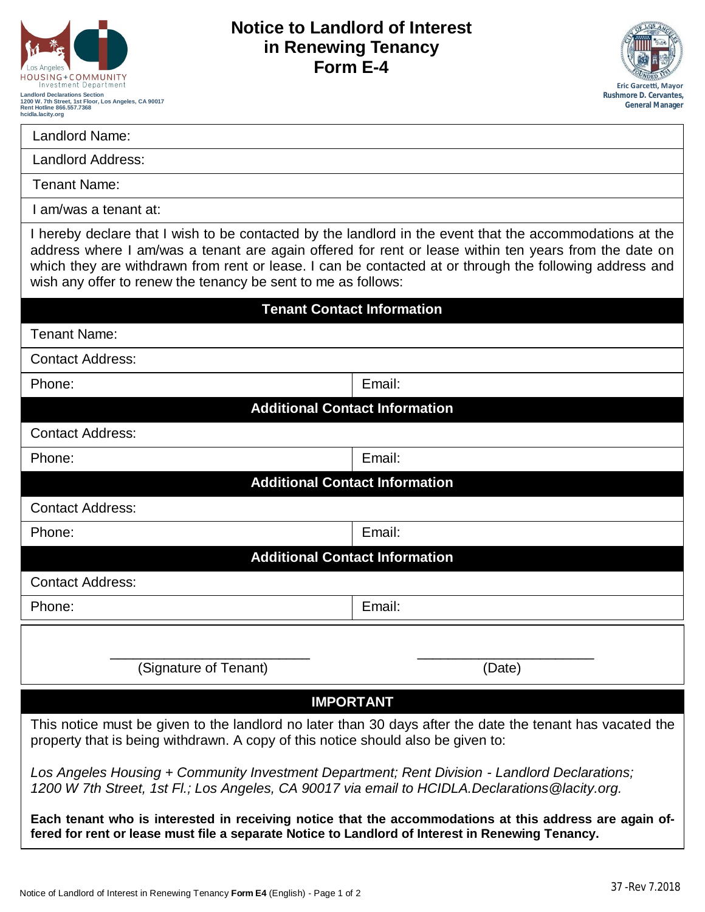Los Angeles HOUSING+COMMUNITY Investment Department

Landlord Declarations Section
1200 W. 7th Street, 1st Floor, Los Angeles, CA 90017
Rent Hotline 866.557.7368
hcidla.lacity.org

# Notice to Landlord of Interest in Renewing Tenancy Form E-4

Eric Garcetti, Mayor
Rushmore D. Cervantes, General Manager

Landlord Name:

Landlord Address:

Tenant Name:

I am/was a tenant at:

I hereby declare that I wish to be contacted by the landlord in the event that the accommodations at the address where I am/was a tenant are again offered for rent or lease within ten years from the date on which they are withdrawn from rent or lease. I can be contacted at or through the following address and wish any offer to renew the tenancy be sent to me as follows:

**Tenant Contact Information**

| | |
|---|---|
| Tenant Name: | |
| Contact Address: | |
| Phone: | Email: |

**Additional Contact Information**

| | |
|---|---|
| Contact Address: | |
| Phone: | Email: |

**Additional Contact Information**

| | |
|---|---|
| Contact Address: | |
| Phone: | Email: |

**Additional Contact Information**

| | |
|---|---|
| Contact Address: | |
| Phone: | Email: |

\_\_\_\_\_\_\_\_\_\_\_\_\_\_\_\_\_\_\_\_\_\_\_\_\_\_ (Signature of Tenant)

\_\_\_\_\_\_\_\_\_\_\_\_\_\_\_\_\_\_\_\_\_\_\_\_ (Date)

**IMPORTANT**

This notice must be given to the landlord no later than 30 days after the date the tenant has vacated the property that is being withdrawn. A copy of this notice should also be given to:

*Los Angeles Housing + Community Investment Department; Rent Division - Landlord Declarations; 1200 W 7th Street, 1st Fl.; Los Angeles, CA 90017 via email to HCIDLA.Declarations@lacity.org.*

**Each tenant who is interested in receiving notice that the accommodations at this address are again offered for rent or lease must file a separate Notice to Landlord of Interest in Renewing Tenancy.**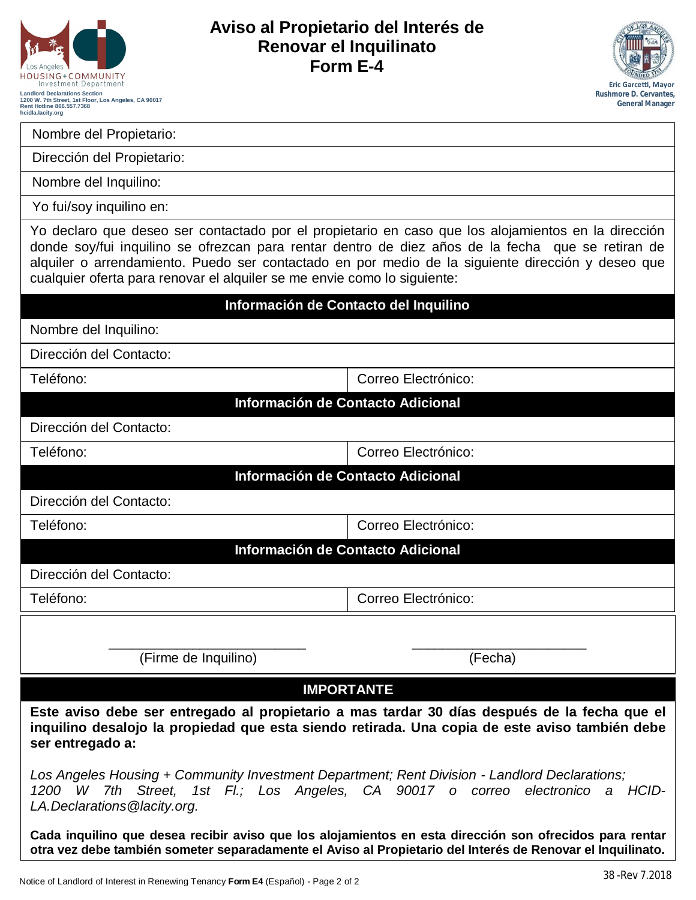Los Angeles HOUSING+COMMUNITY Investment Department

Landlord Declarations Section
1200 W. 7th Street, 1st Floor, Los Angeles, CA 90017
Rent Hotline 866.557.7368
hcidla.lacity.org

# Aviso al Propietario del Interés de Renovar el Inquilinato
# Form E-4

Eric Garcetti, Mayor
Rushmore D. Cervantes, General Manager

Nombre del Propietario:

Dirección del Propietario:

Nombre del Inquilino:

Yo fui/soy inquilino en:

Yo declaro que deseo ser contactado por el propietario en caso que los alojamientos en la dirección donde soy/fui inquilino se ofrezcan para rentar dentro de diez años de la fecha que se retiran de alquiler o arrendamiento. Puedo ser contactado en por medio de la siguiente dirección y deseo que cualquier oferta para renovar el alquiler se me envie como lo siguiente:

**Información de Contacto del Inquilino**

Nombre del Inquilino:

Dirección del Contacto:

| | |
|---|---|
| Teléfono: | Correo Electrónico: |

**Información de Contacto Adicional**

Dirección del Contacto:

| | |
|---|---|
| Teléfono: | Correo Electrónico: |

**Información de Contacto Adicional**

Dirección del Contacto:

| | |
|---|---|
| Teléfono: | Correo Electrónico: |

**Información de Contacto Adicional**

Dirección del Contacto:

| | |
|---|---|
| Teléfono: | Correo Electrónico: |

| | |
|---|---|
| _______________________ | _______________________ |
| (Firme de Inquilino) | (Fecha) |

## IMPORTANTE

**Este aviso debe ser entregado al propietario a mas tardar 30 días después de la fecha que el inquilino desalojo la propiedad que esta siendo retirada. Una copia de este aviso también debe ser entregado a:**

*Los Angeles Housing + Community Investment Department; Rent Division - Landlord Declarations; 1200 W 7th Street, 1st Fl.; Los Angeles, CA 90017 o correo electronico a HCID-LA.Declarations@lacity.org.*

**Cada inquilino que desea recibir aviso que los alojamientos en esta dirección son ofrecidos para rentar otra vez debe también someter separadamente el Aviso al Propietario del Interés de Renovar el Inquilinato.**

Notice of Landlord of Interest in Renewing Tenancy **Form E4** (Español) - Page 2 of 2

38 -Rev 7.2018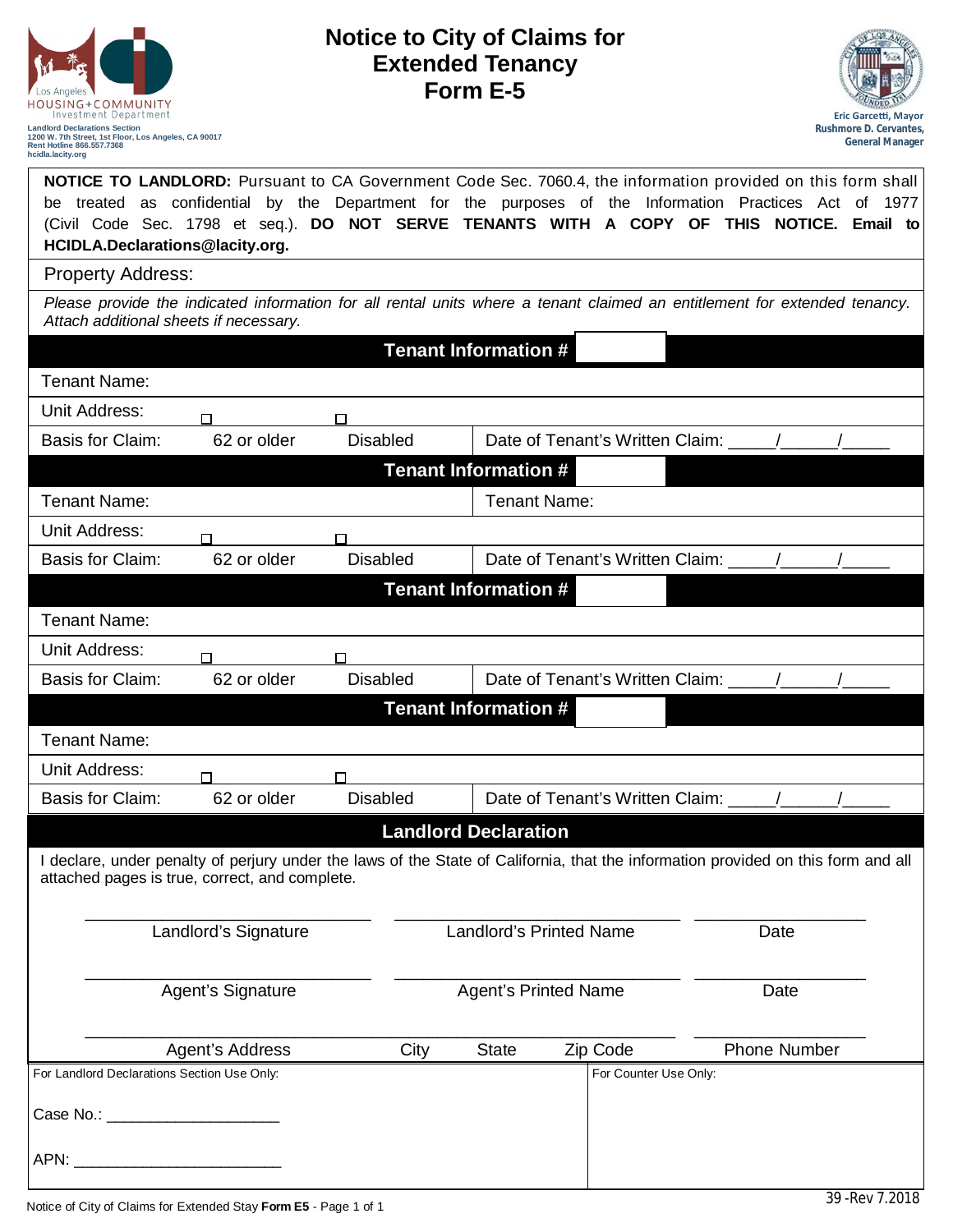Los Angeles HOUSING+COMMUNITY Investment Department
Landlord Declarations Section
1200 W. 7th Street, 1st Floor, Los Angeles, CA 90017
Rent Hotline 866.557.7368
hcidla.lacity.org

# Notice to City of Claims for Extended Tenancy
# Form E-5

Eric Garcetti, Mayor
Rushmore D. Cervantes, General Manager

**NOTICE TO LANDLORD:** Pursuant to CA Government Code Sec. 7060.4, the information provided on this form shall be treated as confidential by the Department for the purposes of the Information Practices Act of 1977 (Civil Code Sec. 1798 et seq.). **DO NOT SERVE TENANTS WITH A COPY OF THIS NOTICE. Email to HCIDLA.Declarations@lacity.org.**

Property Address:

*Please provide the indicated information for all rental units where a tenant claimed an entitlement for extended tenancy. Attach additional sheets if necessary.*

### Tenant Information # ____

Tenant Name:

Unit Address:

Basis for Claim: ☐ 62 or older ☐ Disabled | Date of Tenant's Written Claim: _____/_____/_____

### Tenant Information # ____

Tenant Name: | Tenant Name:

Unit Address:

Basis for Claim: ☐ 62 or older ☐ Disabled | Date of Tenant's Written Claim: _____/_____/_____

### Tenant Information # ____

Tenant Name:

Unit Address:

Basis for Claim: ☐ 62 or older ☐ Disabled | Date of Tenant's Written Claim: _____/_____/_____

### Tenant Information # ____

Tenant Name:

Unit Address:

Basis for Claim: ☐ 62 or older ☐ Disabled | Date of Tenant's Written Claim: _____/_____/_____

### Landlord Declaration

I declare, under penalty of perjury under the laws of the State of California, that the information provided on this form and all attached pages is true, correct, and complete.

______________________________ ______________________________ __________________
Landlord's Signature Landlord's Printed Name Date

______________________________ ______________________________ __________________
Agent's Signature Agent's Printed Name Date

____________________________________________________________ __________________
Agent's Address City State Zip Code Phone Number

For Landlord Declarations Section Use Only:

Case No.: ____________________

APN: ________________________

For Counter Use Only:

Notice of City of Claims for Extended Stay **Form E5**

39 -Rev 7.2018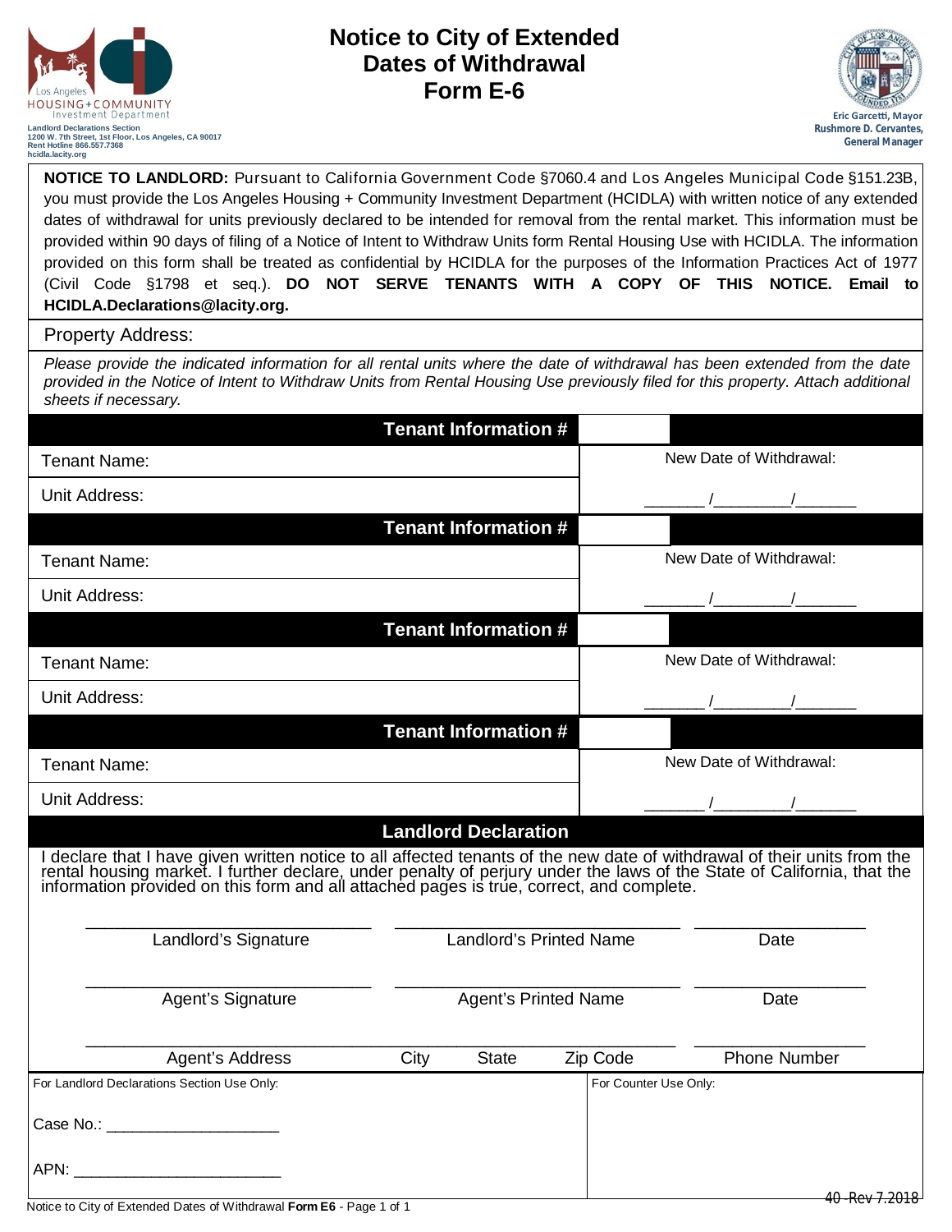Los Angeles HOUSING+COMMUNITY Investment Department
Landlord Declarations Section
1200 W. 7th Street, 1st Floor, Los Angeles, CA 90017
Rent Hotline 866.557.7368
hcidla.lacity.org

# Notice to City of Extended Dates of Withdrawal Form E-6

Eric Garcetti, Mayor
Rushmore D. Cervantes, General Manager

**NOTICE TO LANDLORD:** Pursuant to California Government Code §7060.4 and Los Angeles Municipal Code §151.23B, you must provide the Los Angeles Housing + Community Investment Department (HCIDLA) with written notice of any extended dates of withdrawal for units previously declared to be intended for removal from the rental market. This information must be provided within 90 days of filing of a Notice of Intent to Withdraw Units form Rental Housing Use with HCIDLA. The information provided on this form shall be treated as confidential by HCIDLA for the purposes of the Information Practices Act of 1977 (Civil Code §1798 et seq.). **DO NOT SERVE TENANTS WITH A COPY OF THIS NOTICE. Email to HCIDLA.Declarations@lacity.org.**

Property Address:

*Please provide the indicated information for all rental units where the date of withdrawal has been extended from the date provided in the Notice of Intent to Withdraw Units from Rental Housing Use previously filed for this property. Attach additional sheets if necessary.*

| Tenant Information # | |
|---|---|
| Tenant Name: | New Date of Withdrawal: |
| Unit Address: | _______ /_________/_______ |
| **Tenant Information #** | |
| Tenant Name: | New Date of Withdrawal: |
| Unit Address: | _______ /_________/_______ |
| **Tenant Information #** | |
| Tenant Name: | New Date of Withdrawal: |
| Unit Address: | _______ /_________/_______ |
| **Tenant Information #** | |
| Tenant Name: | New Date of Withdrawal: |
| Unit Address: | _______ /_________/_______ |

## Landlord Declaration

I declare that I have given written notice to all affected tenants of the new date of withdrawal of their units from the rental housing market. I further declare, under penalty of perjury under the laws of the State of California, that the information provided on this form and all attached pages is true, correct, and complete.

| | | |
|---|---|---|
| ____________________________ | ____________________________ | _________________ |
| Landlord's Signature | Landlord's Printed Name | Date |
| ____________________________ | ____________________________ | _________________ |
| Agent's Signature | Agent's Printed Name | Date |

_____________________________________________________________ _________________
Agent's Address City State Zip Code Phone Number

| For Landlord Declarations Section Use Only: | For Counter Use Only: |
|---|---|
| Case No.: ____________________ | |
| APN: ________________________ | |

40 -Rev 7.2018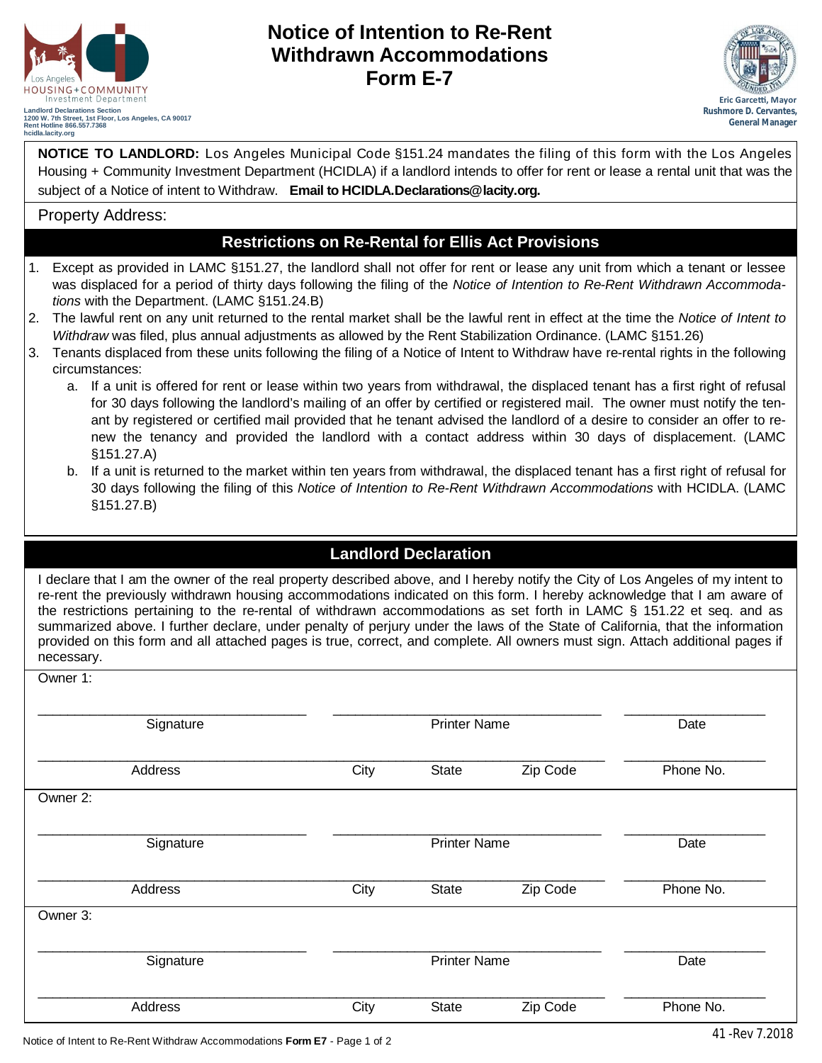Los Angeles HOUSING+COMMUNITY Investment Department
Landlord Declarations Section
1200 W. 7th Street, 1st Floor, Los Angeles, CA 90017
Rent Hotline 866.557.7368
hcidla.lacity.org

# Notice of Intention to Re-Rent Withdrawn Accommodations Form E-7

Eric Garcetti, Mayor
Rushmore D. Cervantes, General Manager

**NOTICE TO LANDLORD:** Los Angeles Municipal Code §151.24 mandates the filing of this form with the Los Angeles Housing + Community Investment Department (HCIDLA) if a landlord intends to offer for rent or lease a rental unit that was the subject of a Notice of intent to Withdraw. **Email to HCIDLA.Declarations@lacity.org.**

Property Address:

## Restrictions on Re-Rental for Ellis Act Provisions

1. Except as provided in LAMC §151.27, the landlord shall not offer for rent or lease any unit from which a tenant or lessee was displaced for a period of thirty days following the filing of the *Notice of Intention to Re-Rent Withdrawn Accommodations* with the Department. (LAMC §151.24.B)
2. The lawful rent on any unit returned to the rental market shall be the lawful rent in effect at the time the *Notice of Intent to Withdraw* was filed, plus annual adjustments as allowed by the Rent Stabilization Ordinance. (LAMC §151.26)
3. Tenants displaced from these units following the filing of a Notice of Intent to Withdraw have re-rental rights in the following circumstances:
   a. If a unit is offered for rent or lease within two years from withdrawal, the displaced tenant has a first right of refusal for 30 days following the landlord's mailing of an offer by certified or registered mail. The owner must notify the tenant by registered or certified mail provided that he tenant advised the landlord of a desire to consider an offer to renew the tenancy and provided the landlord with a contact address within 30 days of displacement. (LAMC §151.27.A)
   b. If a unit is returned to the market within ten years from withdrawal, the displaced tenant has a first right of refusal for 30 days following the filing of this *Notice of Intention to Re-Rent Withdrawn Accommodations* with HCIDLA. (LAMC §151.27.B)

## Landlord Declaration

I declare that I am the owner of the real property described above, and I hereby notify the City of Los Angeles of my intent to re-rent the previously withdrawn housing accommodations indicated on this form. I hereby acknowledge that I am aware of the restrictions pertaining to the re-rental of withdrawn accommodations as set forth in LAMC § 151.22 et seq. and as summarized above. I further declare, under penalty of perjury under the laws of the State of California, that the information provided on this form and all attached pages is true, correct, and complete. All owners must sign. Attach additional pages if necessary.

Owner 1:

___________________ Signature ___________________ Printer Name ___________ Date

___________________ Address ______ City ______ State ______ Zip Code ___________ Phone No.

Owner 2:

___________________ Signature ___________________ Printer Name ___________ Date

___________________ Address ______ City ______ State ______ Zip Code ___________ Phone No.

Owner 3:

___________________ Signature ___________________ Printer Name ___________ Date

___________________ Address ______ City ______ State ______ Zip Code ___________ Phone No.

Notice of Intent to Re-Rent Withdraw Accommodations **Form E7** - Page 1 of 2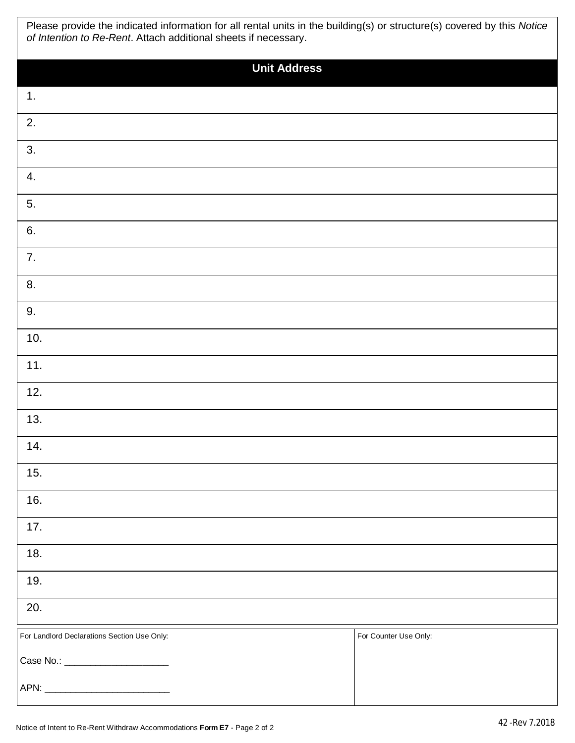Please provide the indicated information for all rental units in the building(s) or structure(s) covered by this *Notice of Intention to Re-Rent*. Attach additional sheets if necessary.

| **Unit Address** |
| --- |
| 1. |
| 2. |
| 3. |
| 4. |
| 5. |
| 6. |
| 7. |
| 8. |
| 9. |
| 10. |
| 11. |
| 12. |
| 13. |
| 14. |
| 15. |
| 16. |
| 17. |
| 18. |
| 19. |
| 20. |

| | |
| --- | --- |
| For Landlord Declarations Section Use Only:<br><br>Case No.: ____________________<br><br>APN: ________________________ | For Counter Use Only: |

Notice of Intent to Re-Rent Withdraw Accommodations **Form E7**

42 -Rev 7.2018